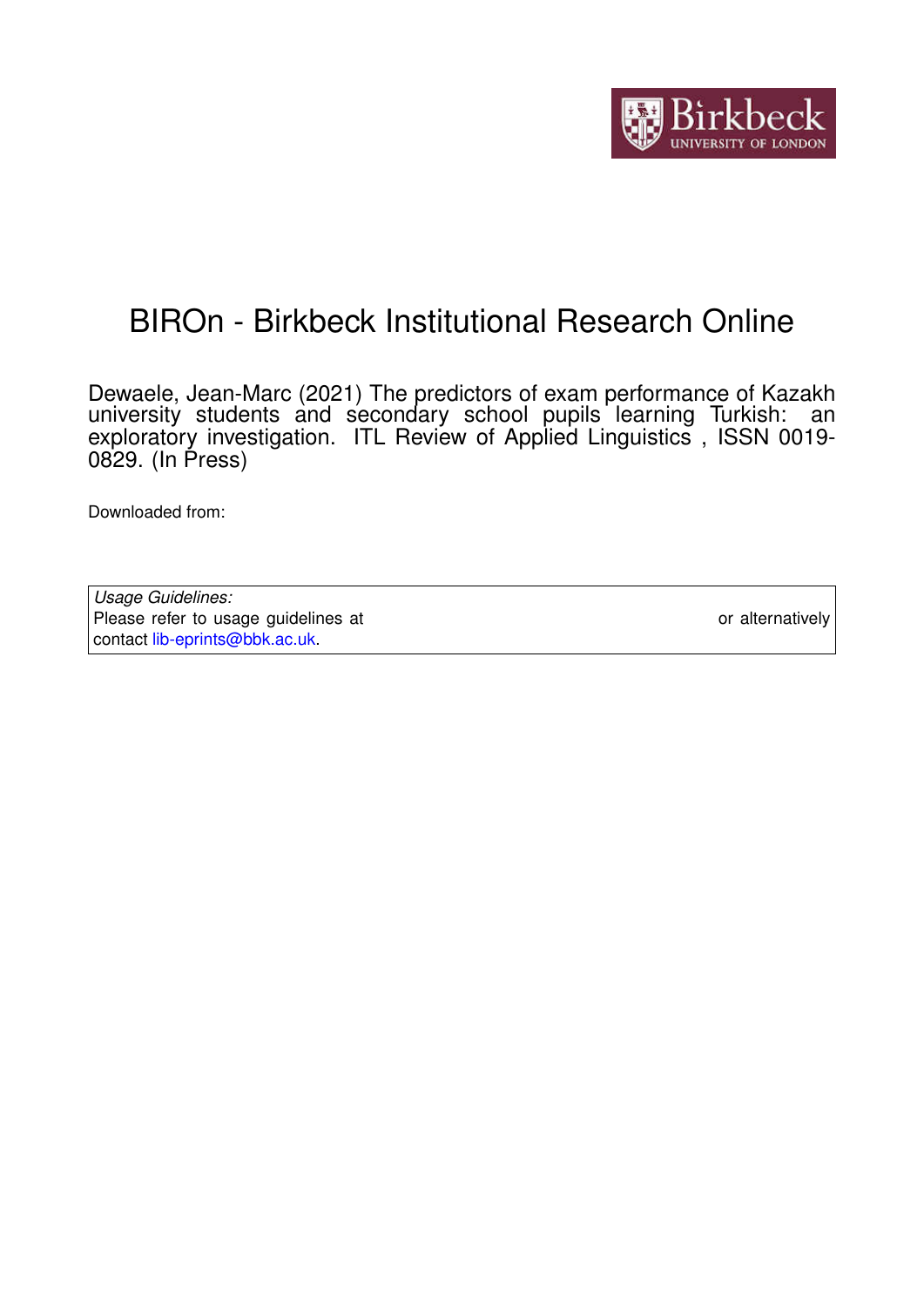# BIROn - Birkbeck Institutional Research Online

Dewaele, Jean-Marc (2021) The predictors of exam performance of Kazakh university students and secondary school pupils learning Turkish: an exploratory investigation. ITL Review of Applied Linguistics , ISSN 0019-0829. (In Press)

Downloaded from:

*Usage Guidelines:*
Please refer to usage guidelines at or alternatively contact lib-eprints@bbk.ac.uk.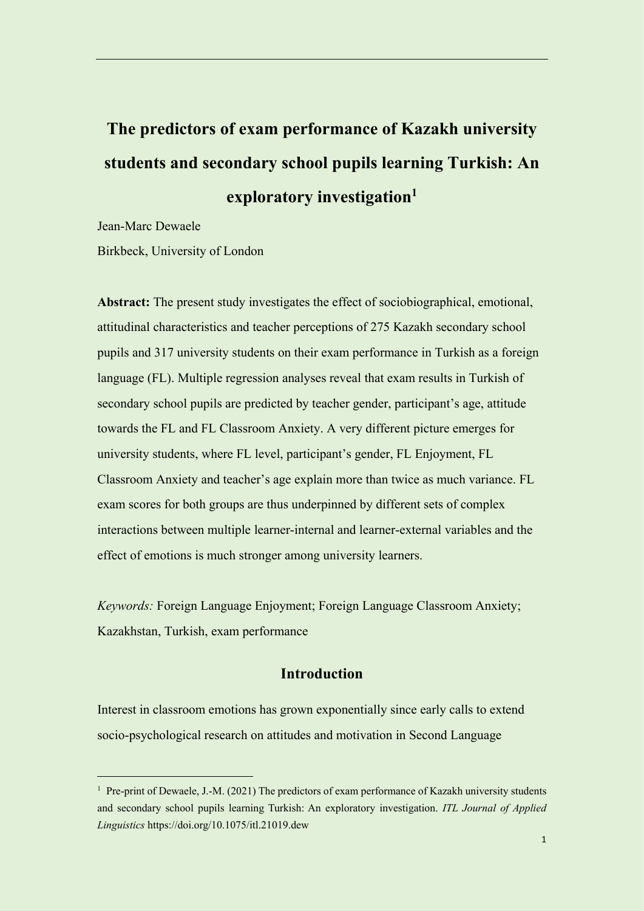# The predictors of exam performance of Kazakh university students and secondary school pupils learning Turkish: An exploratory investigation[1]

Jean-Marc Dewaele

Birkbeck, University of London

**Abstract:** The present study investigates the effect of sociobiographical, emotional, attitudinal characteristics and teacher perceptions of 275 Kazakh secondary school pupils and 317 university students on their exam performance in Turkish as a foreign language (FL). Multiple regression analyses reveal that exam results in Turkish of secondary school pupils are predicted by teacher gender, participant's age, attitude towards the FL and FL Classroom Anxiety. A very different picture emerges for university students, where FL level, participant's gender, FL Enjoyment, FL Classroom Anxiety and teacher's age explain more than twice as much variance. FL exam scores for both groups are thus underpinned by different sets of complex interactions between multiple learner-internal and learner-external variables and the effect of emotions is much stronger among university learners.

*Keywords:* Foreign Language Enjoyment; Foreign Language Classroom Anxiety; Kazakhstan, Turkish, exam performance

## Introduction

Interest in classroom emotions has grown exponentially since early calls to extend socio-psychological research on attitudes and motivation in Second Language

---

[1] Pre-print of Dewaele, J.-M. (2021) The predictors of exam performance of Kazakh university students and secondary school pupils learning Turkish: An exploratory investigation. *ITL Journal of Applied Linguistics* https://doi.org/10.1075/itl.21019.dew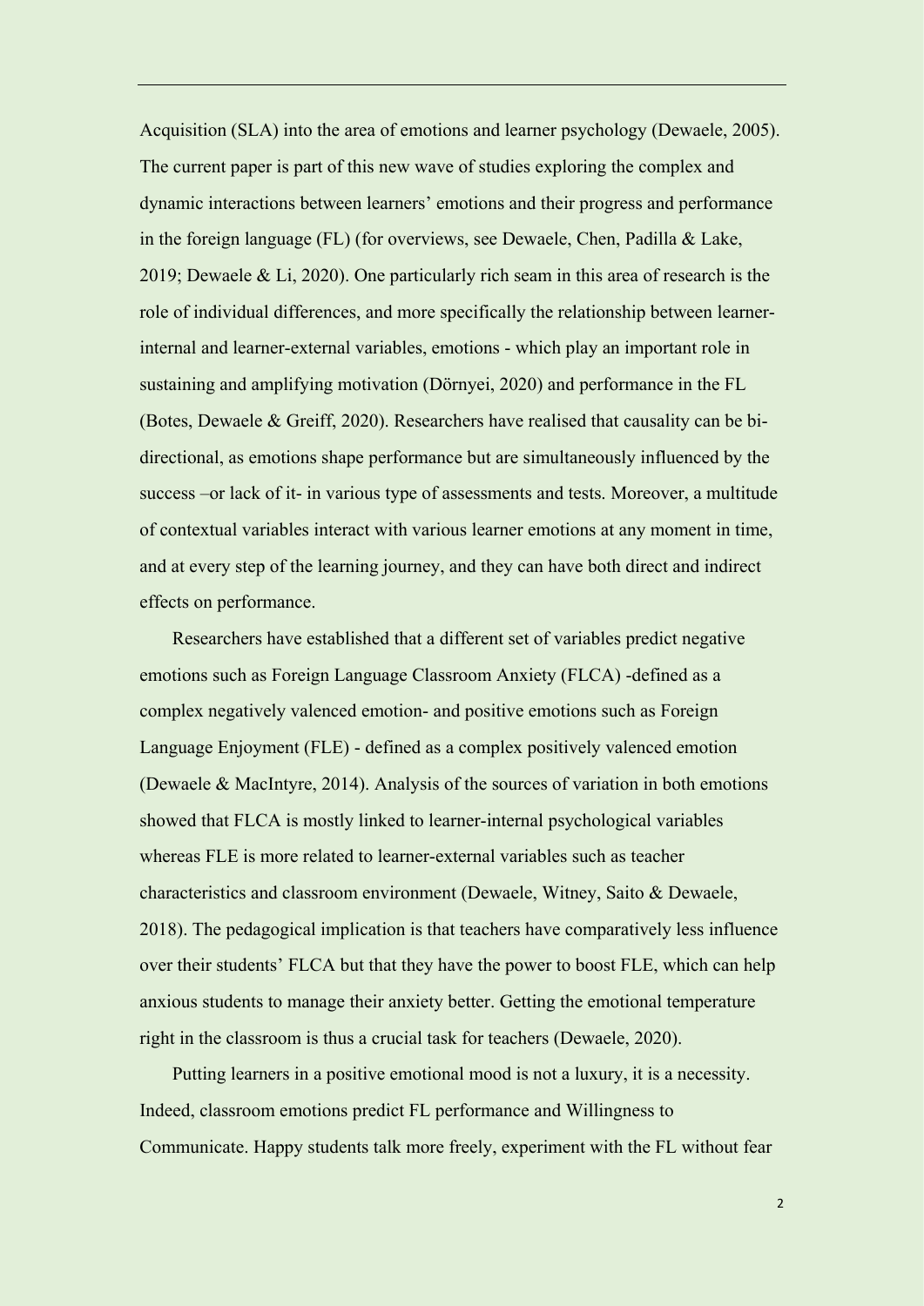Acquisition (SLA) into the area of emotions and learner psychology (Dewaele, 2005). The current paper is part of this new wave of studies exploring the complex and dynamic interactions between learners' emotions and their progress and performance in the foreign language (FL) (for overviews, see Dewaele, Chen, Padilla & Lake, 2019; Dewaele & Li, 2020). One particularly rich seam in this area of research is the role of individual differences, and more specifically the relationship between learner-internal and learner-external variables, emotions - which play an important role in sustaining and amplifying motivation (Dörnyei, 2020) and performance in the FL (Botes, Dewaele & Greiff, 2020). Researchers have realised that causality can be bi-directional, as emotions shape performance but are simultaneously influenced by the success –or lack of it- in various type of assessments and tests. Moreover, a multitude of contextual variables interact with various learner emotions at any moment in time, and at every step of the learning journey, and they can have both direct and indirect effects on performance.

Researchers have established that a different set of variables predict negative emotions such as Foreign Language Classroom Anxiety (FLCA) -defined as a complex negatively valenced emotion- and positive emotions such as Foreign Language Enjoyment (FLE) - defined as a complex positively valenced emotion (Dewaele & MacIntyre, 2014). Analysis of the sources of variation in both emotions showed that FLCA is mostly linked to learner-internal psychological variables whereas FLE is more related to learner-external variables such as teacher characteristics and classroom environment (Dewaele, Witney, Saito & Dewaele, 2018). The pedagogical implication is that teachers have comparatively less influence over their students' FLCA but that they have the power to boost FLE, which can help anxious students to manage their anxiety better. Getting the emotional temperature right in the classroom is thus a crucial task for teachers (Dewaele, 2020).

Putting learners in a positive emotional mood is not a luxury, it is a necessity. Indeed, classroom emotions predict FL performance and Willingness to Communicate. Happy students talk more freely, experiment with the FL without fear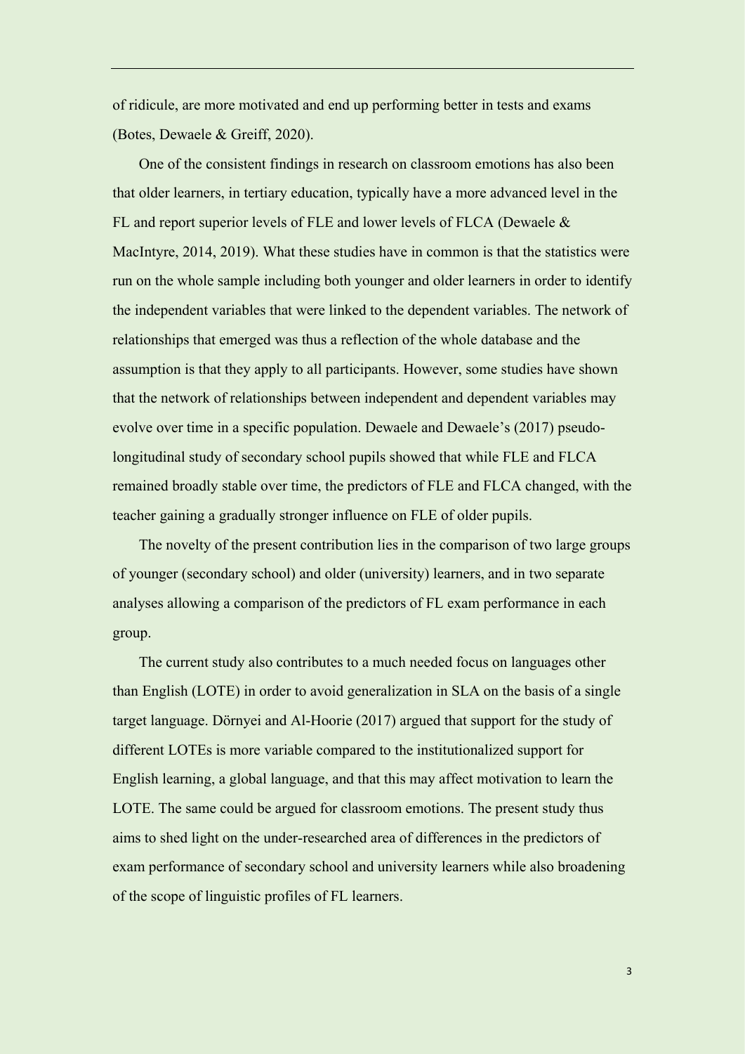of ridicule, are more motivated and end up performing better in tests and exams (Botes, Dewaele & Greiff, 2020).

One of the consistent findings in research on classroom emotions has also been that older learners, in tertiary education, typically have a more advanced level in the FL and report superior levels of FLE and lower levels of FLCA (Dewaele & MacIntyre, 2014, 2019). What these studies have in common is that the statistics were run on the whole sample including both younger and older learners in order to identify the independent variables that were linked to the dependent variables. The network of relationships that emerged was thus a reflection of the whole database and the assumption is that they apply to all participants. However, some studies have shown that the network of relationships between independent and dependent variables may evolve over time in a specific population. Dewaele and Dewaele's (2017) pseudo-longitudinal study of secondary school pupils showed that while FLE and FLCA remained broadly stable over time, the predictors of FLE and FLCA changed, with the teacher gaining a gradually stronger influence on FLE of older pupils.

The novelty of the present contribution lies in the comparison of two large groups of younger (secondary school) and older (university) learners, and in two separate analyses allowing a comparison of the predictors of FL exam performance in each group.

The current study also contributes to a much needed focus on languages other than English (LOTE) in order to avoid generalization in SLA on the basis of a single target language. Dörnyei and Al-Hoorie (2017) argued that support for the study of different LOTEs is more variable compared to the institutionalized support for English learning, a global language, and that this may affect motivation to learn the LOTE. The same could be argued for classroom emotions. The present study thus aims to shed light on the under-researched area of differences in the predictors of exam performance of secondary school and university learners while also broadening of the scope of linguistic profiles of FL learners.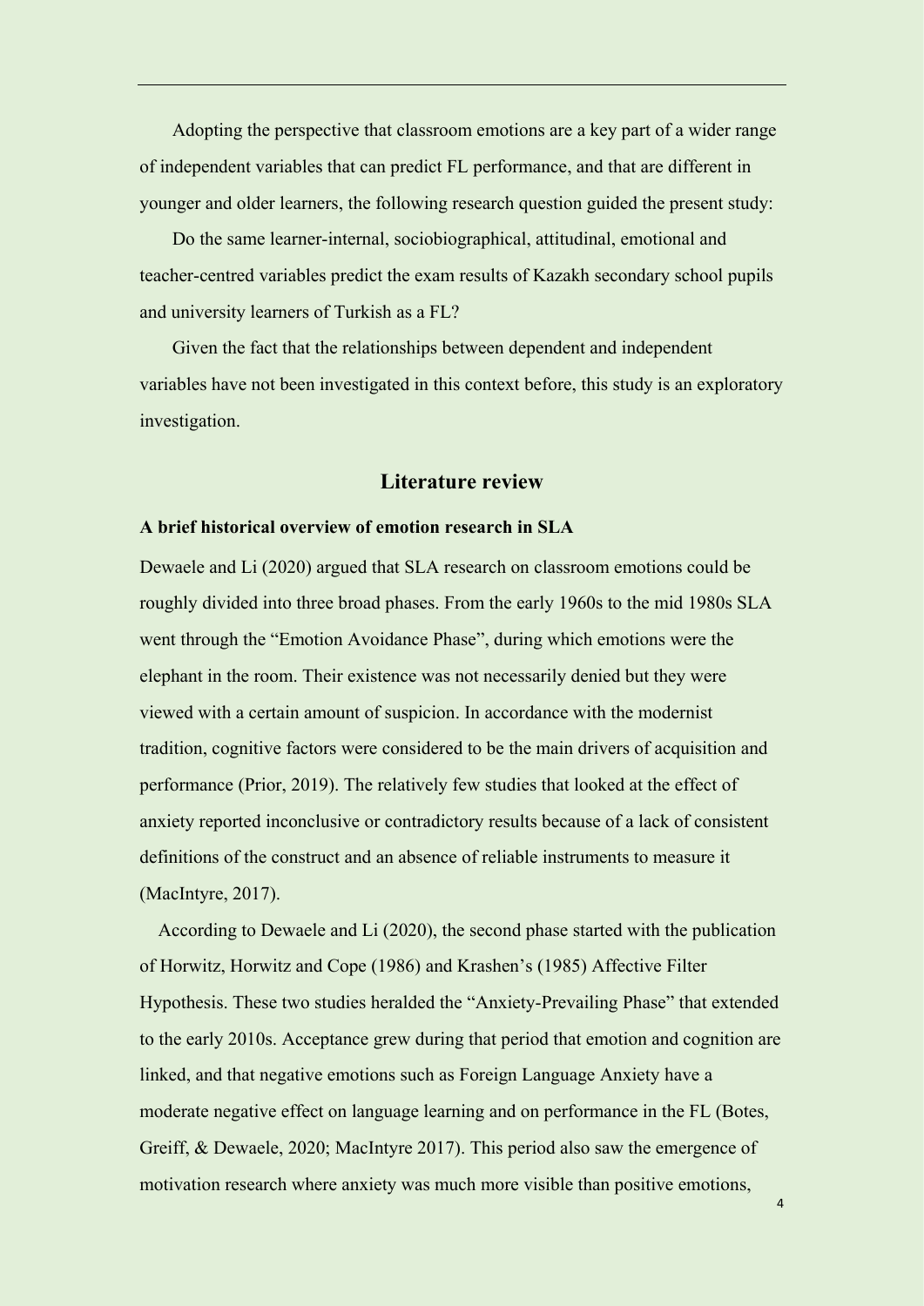Adopting the perspective that classroom emotions are a key part of a wider range of independent variables that can predict FL performance, and that are different in younger and older learners, the following research question guided the present study:

Do the same learner-internal, sociobiographical, attitudinal, emotional and teacher-centred variables predict the exam results of Kazakh secondary school pupils and university learners of Turkish as a FL?

Given the fact that the relationships between dependent and independent variables have not been investigated in this context before, this study is an exploratory investigation.

## Literature review

### A brief historical overview of emotion research in SLA

Dewaele and Li (2020) argued that SLA research on classroom emotions could be roughly divided into three broad phases. From the early 1960s to the mid 1980s SLA went through the "Emotion Avoidance Phase", during which emotions were the elephant in the room. Their existence was not necessarily denied but they were viewed with a certain amount of suspicion. In accordance with the modernist tradition, cognitive factors were considered to be the main drivers of acquisition and performance (Prior, 2019). The relatively few studies that looked at the effect of anxiety reported inconclusive or contradictory results because of a lack of consistent definitions of the construct and an absence of reliable instruments to measure it (MacIntyre, 2017).

According to Dewaele and Li (2020), the second phase started with the publication of Horwitz, Horwitz and Cope (1986) and Krashen's (1985) Affective Filter Hypothesis. These two studies heralded the "Anxiety-Prevailing Phase" that extended to the early 2010s. Acceptance grew during that period that emotion and cognition are linked, and that negative emotions such as Foreign Language Anxiety have a moderate negative effect on language learning and on performance in the FL (Botes, Greiff, & Dewaele, 2020; MacIntyre 2017). This period also saw the emergence of motivation research where anxiety was much more visible than positive emotions,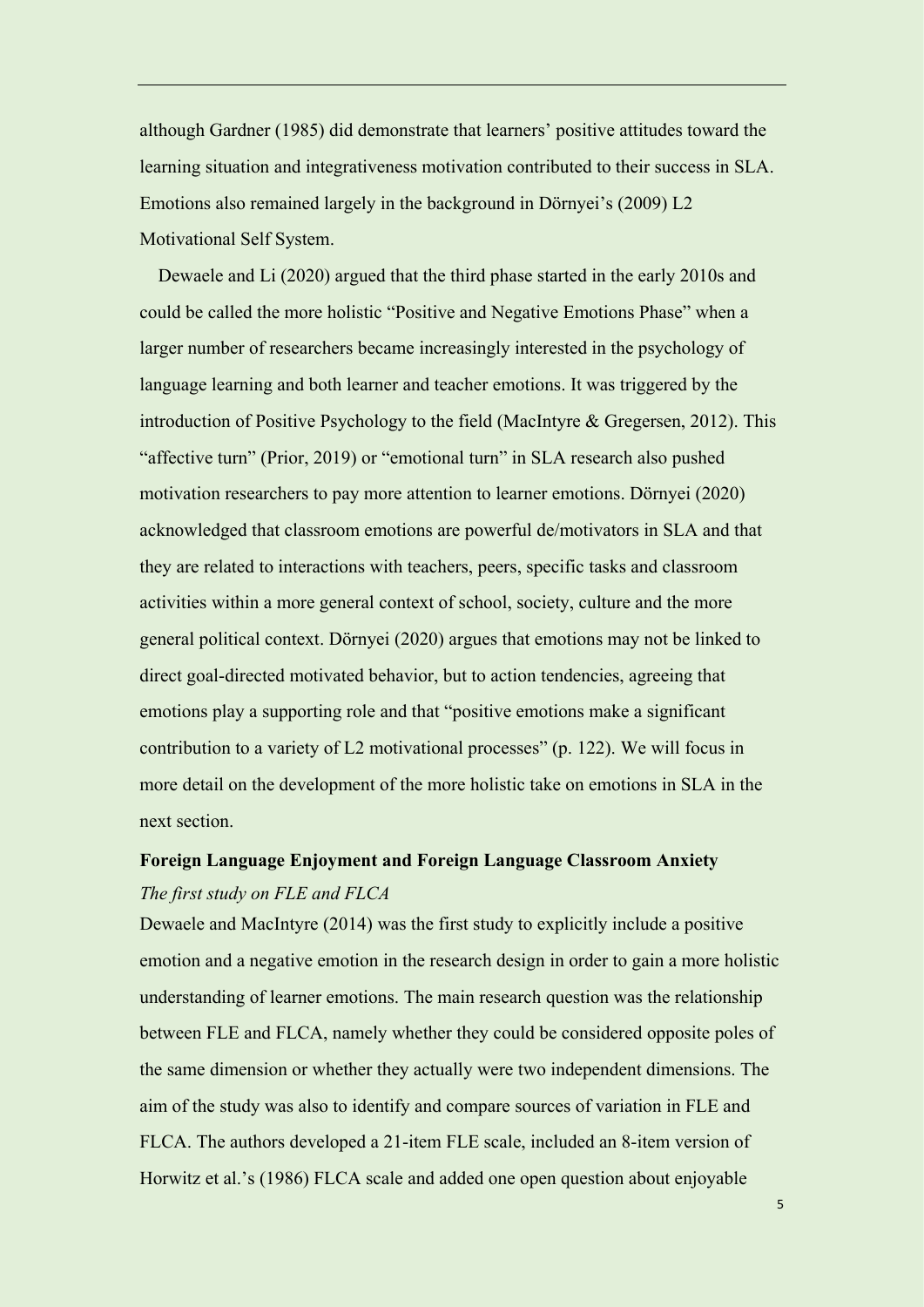although Gardner (1985) did demonstrate that learners' positive attitudes toward the learning situation and integrativeness motivation contributed to their success in SLA. Emotions also remained largely in the background in Dörnyei's (2009) L2 Motivational Self System.

Dewaele and Li (2020) argued that the third phase started in the early 2010s and could be called the more holistic "Positive and Negative Emotions Phase" when a larger number of researchers became increasingly interested in the psychology of language learning and both learner and teacher emotions. It was triggered by the introduction of Positive Psychology to the field (MacIntyre & Gregersen, 2012). This "affective turn" (Prior, 2019) or "emotional turn" in SLA research also pushed motivation researchers to pay more attention to learner emotions. Dörnyei (2020) acknowledged that classroom emotions are powerful de/motivators in SLA and that they are related to interactions with teachers, peers, specific tasks and classroom activities within a more general context of school, society, culture and the more general political context. Dörnyei (2020) argues that emotions may not be linked to direct goal-directed motivated behavior, but to action tendencies, agreeing that emotions play a supporting role and that "positive emotions make a significant contribution to a variety of L2 motivational processes" (p. 122). We will focus in more detail on the development of the more holistic take on emotions in SLA in the next section.

## Foreign Language Enjoyment and Foreign Language Classroom Anxiety

### *The first study on FLE and FLCA*

Dewaele and MacIntyre (2014) was the first study to explicitly include a positive emotion and a negative emotion in the research design in order to gain a more holistic understanding of learner emotions. The main research question was the relationship between FLE and FLCA, namely whether they could be considered opposite poles of the same dimension or whether they actually were two independent dimensions. The aim of the study was also to identify and compare sources of variation in FLE and FLCA. The authors developed a 21-item FLE scale, included an 8-item version of Horwitz et al.'s (1986) FLCA scale and added one open question about enjoyable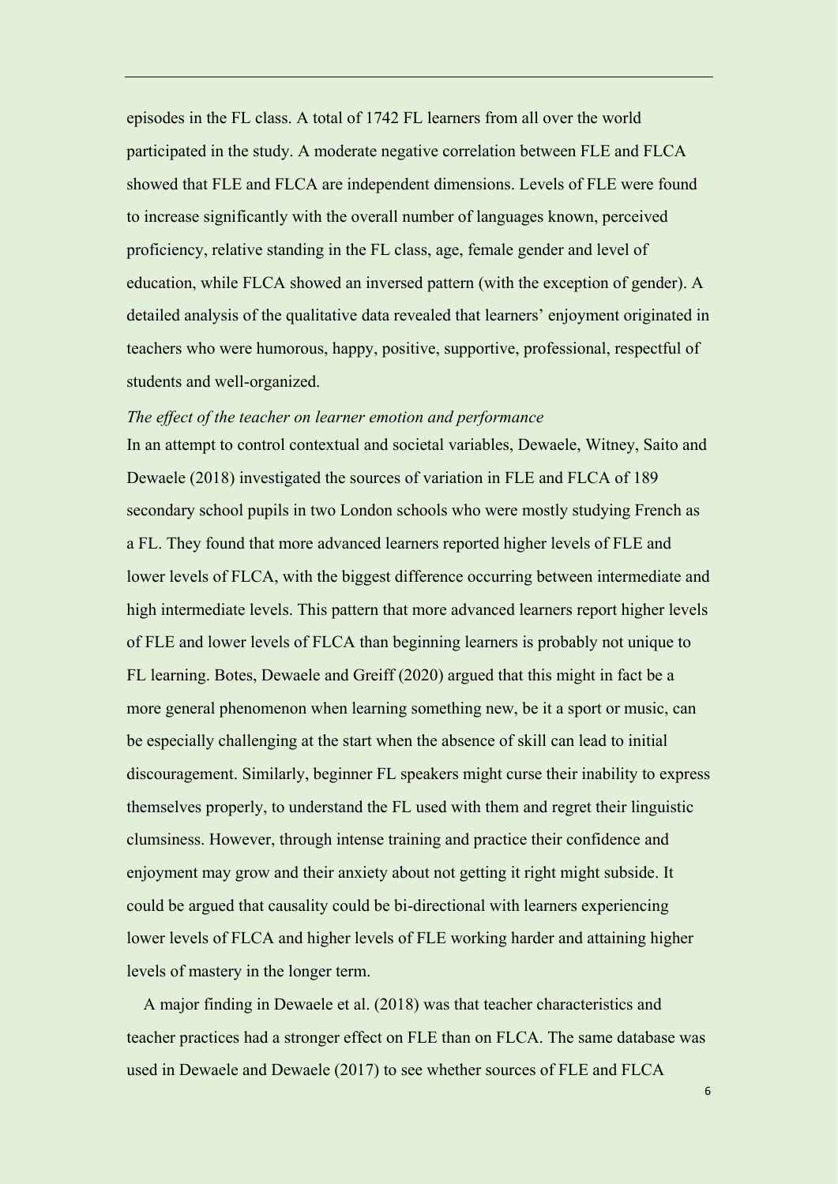episodes in the FL class. A total of 1742 FL learners from all over the world participated in the study. A moderate negative correlation between FLE and FLCA showed that FLE and FLCA are independent dimensions. Levels of FLE were found to increase significantly with the overall number of languages known, perceived proficiency, relative standing in the FL class, age, female gender and level of education, while FLCA showed an inversed pattern (with the exception of gender). A detailed analysis of the qualitative data revealed that learners' enjoyment originated in teachers who were humorous, happy, positive, supportive, professional, respectful of students and well-organized.

*The effect of the teacher on learner emotion and performance*

In an attempt to control contextual and societal variables, Dewaele, Witney, Saito and Dewaele (2018) investigated the sources of variation in FLE and FLCA of 189 secondary school pupils in two London schools who were mostly studying French as a FL. They found that more advanced learners reported higher levels of FLE and lower levels of FLCA, with the biggest difference occurring between intermediate and high intermediate levels. This pattern that more advanced learners report higher levels of FLE and lower levels of FLCA than beginning learners is probably not unique to FL learning. Botes, Dewaele and Greiff (2020) argued that this might in fact be a more general phenomenon when learning something new, be it a sport or music, can be especially challenging at the start when the absence of skill can lead to initial discouragement. Similarly, beginner FL speakers might curse their inability to express themselves properly, to understand the FL used with them and regret their linguistic clumsiness. However, through intense training and practice their confidence and enjoyment may grow and their anxiety about not getting it right might subside. It could be argued that causality could be bi-directional with learners experiencing lower levels of FLCA and higher levels of FLE working harder and attaining higher levels of mastery in the longer term.

A major finding in Dewaele et al. (2018) was that teacher characteristics and teacher practices had a stronger effect on FLE than on FLCA. The same database was used in Dewaele and Dewaele (2017) to see whether sources of FLE and FLCA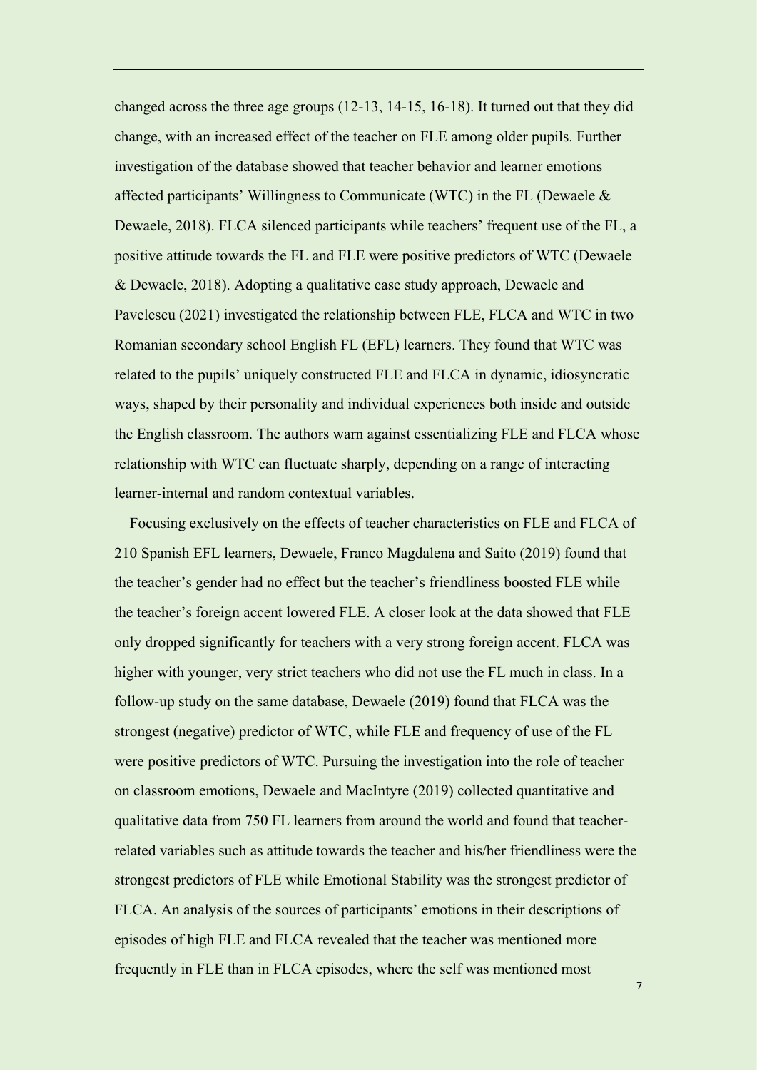changed across the three age groups (12-13, 14-15, 16-18). It turned out that they did change, with an increased effect of the teacher on FLE among older pupils. Further investigation of the database showed that teacher behavior and learner emotions affected participants' Willingness to Communicate (WTC) in the FL (Dewaele & Dewaele, 2018). FLCA silenced participants while teachers' frequent use of the FL, a positive attitude towards the FL and FLE were positive predictors of WTC (Dewaele & Dewaele, 2018). Adopting a qualitative case study approach, Dewaele and Pavelescu (2021) investigated the relationship between FLE, FLCA and WTC in two Romanian secondary school English FL (EFL) learners. They found that WTC was related to the pupils' uniquely constructed FLE and FLCA in dynamic, idiosyncratic ways, shaped by their personality and individual experiences both inside and outside the English classroom. The authors warn against essentializing FLE and FLCA whose relationship with WTC can fluctuate sharply, depending on a range of interacting learner-internal and random contextual variables.

Focusing exclusively on the effects of teacher characteristics on FLE and FLCA of 210 Spanish EFL learners, Dewaele, Franco Magdalena and Saito (2019) found that the teacher's gender had no effect but the teacher's friendliness boosted FLE while the teacher's foreign accent lowered FLE. A closer look at the data showed that FLE only dropped significantly for teachers with a very strong foreign accent. FLCA was higher with younger, very strict teachers who did not use the FL much in class. In a follow-up study on the same database, Dewaele (2019) found that FLCA was the strongest (negative) predictor of WTC, while FLE and frequency of use of the FL were positive predictors of WTC. Pursuing the investigation into the role of teacher on classroom emotions, Dewaele and MacIntyre (2019) collected quantitative and qualitative data from 750 FL learners from around the world and found that teacher-related variables such as attitude towards the teacher and his/her friendliness were the strongest predictors of FLE while Emotional Stability was the strongest predictor of FLCA. An analysis of the sources of participants' emotions in their descriptions of episodes of high FLE and FLCA revealed that the teacher was mentioned more frequently in FLE than in FLCA episodes, where the self was mentioned most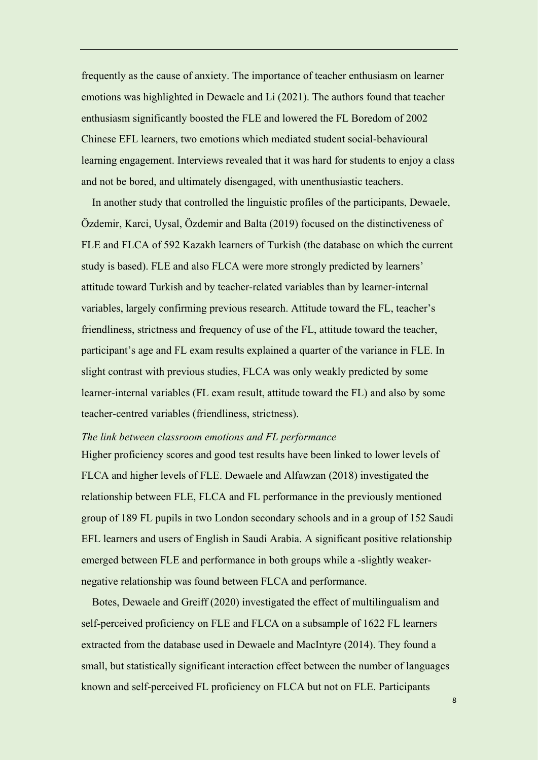frequently as the cause of anxiety. The importance of teacher enthusiasm on learner emotions was highlighted in Dewaele and Li (2021). The authors found that teacher enthusiasm significantly boosted the FLE and lowered the FL Boredom of 2002 Chinese EFL learners, two emotions which mediated student social-behavioural learning engagement. Interviews revealed that it was hard for students to enjoy a class and not be bored, and ultimately disengaged, with unenthusiastic teachers.

In another study that controlled the linguistic profiles of the participants, Dewaele, Özdemir, Karci, Uysal, Özdemir and Balta (2019) focused on the distinctiveness of FLE and FLCA of 592 Kazakh learners of Turkish (the database on which the current study is based). FLE and also FLCA were more strongly predicted by learners' attitude toward Turkish and by teacher-related variables than by learner-internal variables, largely confirming previous research. Attitude toward the FL, teacher's friendliness, strictness and frequency of use of the FL, attitude toward the teacher, participant's age and FL exam results explained a quarter of the variance in FLE. In slight contrast with previous studies, FLCA was only weakly predicted by some learner-internal variables (FL exam result, attitude toward the FL) and also by some teacher-centred variables (friendliness, strictness).

*The link between classroom emotions and FL performance*

Higher proficiency scores and good test results have been linked to lower levels of FLCA and higher levels of FLE. Dewaele and Alfawzan (2018) investigated the relationship between FLE, FLCA and FL performance in the previously mentioned group of 189 FL pupils in two London secondary schools and in a group of 152 Saudi EFL learners and users of English in Saudi Arabia. A significant positive relationship emerged between FLE and performance in both groups while a -slightly weaker- negative relationship was found between FLCA and performance.

Botes, Dewaele and Greiff (2020) investigated the effect of multilingualism and self-perceived proficiency on FLE and FLCA on a subsample of 1622 FL learners extracted from the database used in Dewaele and MacIntyre (2014). They found a small, but statistically significant interaction effect between the number of languages known and self-perceived FL proficiency on FLCA but not on FLE. Participants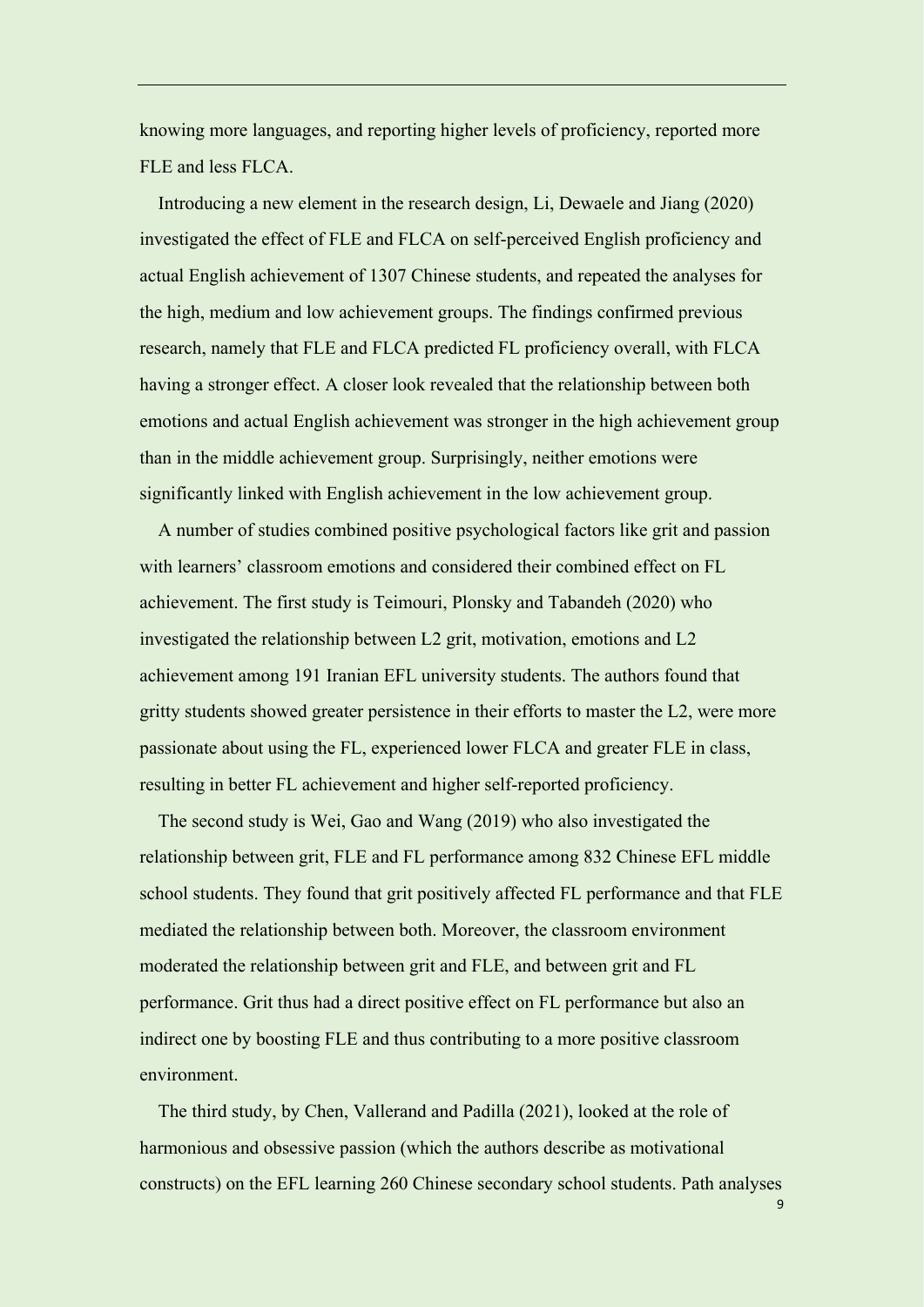knowing more languages, and reporting higher levels of proficiency, reported more FLE and less FLCA.

Introducing a new element in the research design, Li, Dewaele and Jiang (2020) investigated the effect of FLE and FLCA on self-perceived English proficiency and actual English achievement of 1307 Chinese students, and repeated the analyses for the high, medium and low achievement groups. The findings confirmed previous research, namely that FLE and FLCA predicted FL proficiency overall, with FLCA having a stronger effect. A closer look revealed that the relationship between both emotions and actual English achievement was stronger in the high achievement group than in the middle achievement group. Surprisingly, neither emotions were significantly linked with English achievement in the low achievement group.

A number of studies combined positive psychological factors like grit and passion with learners' classroom emotions and considered their combined effect on FL achievement. The first study is Teimouri, Plonsky and Tabandeh (2020) who investigated the relationship between L2 grit, motivation, emotions and L2 achievement among 191 Iranian EFL university students. The authors found that gritty students showed greater persistence in their efforts to master the L2, were more passionate about using the FL, experienced lower FLCA and greater FLE in class, resulting in better FL achievement and higher self-reported proficiency.

The second study is Wei, Gao and Wang (2019) who also investigated the relationship between grit, FLE and FL performance among 832 Chinese EFL middle school students. They found that grit positively affected FL performance and that FLE mediated the relationship between both. Moreover, the classroom environment moderated the relationship between grit and FLE, and between grit and FL performance. Grit thus had a direct positive effect on FL performance but also an indirect one by boosting FLE and thus contributing to a more positive classroom environment.

The third study, by Chen, Vallerand and Padilla (2021), looked at the role of harmonious and obsessive passion (which the authors describe as motivational constructs) on the EFL learning 260 Chinese secondary school students. Path analyses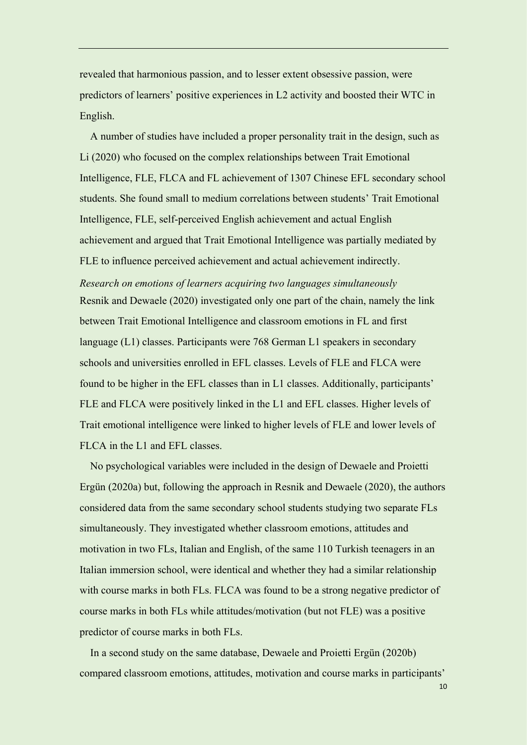revealed that harmonious passion, and to lesser extent obsessive passion, were predictors of learners' positive experiences in L2 activity and boosted their WTC in English.

A number of studies have included a proper personality trait in the design, such as Li (2020) who focused on the complex relationships between Trait Emotional Intelligence, FLE, FLCA and FL achievement of 1307 Chinese EFL secondary school students. She found small to medium correlations between students' Trait Emotional Intelligence, FLE, self-perceived English achievement and actual English achievement and argued that Trait Emotional Intelligence was partially mediated by FLE to influence perceived achievement and actual achievement indirectly.

*Research on emotions of learners acquiring two languages simultaneously*

Resnik and Dewaele (2020) investigated only one part of the chain, namely the link between Trait Emotional Intelligence and classroom emotions in FL and first language (L1) classes. Participants were 768 German L1 speakers in secondary schools and universities enrolled in EFL classes. Levels of FLE and FLCA were found to be higher in the EFL classes than in L1 classes. Additionally, participants' FLE and FLCA were positively linked in the L1 and EFL classes. Higher levels of Trait emotional intelligence were linked to higher levels of FLE and lower levels of FLCA in the L1 and EFL classes.

No psychological variables were included in the design of Dewaele and Proietti Ergün (2020a) but, following the approach in Resnik and Dewaele (2020), the authors considered data from the same secondary school students studying two separate FLs simultaneously. They investigated whether classroom emotions, attitudes and motivation in two FLs, Italian and English, of the same 110 Turkish teenagers in an Italian immersion school, were identical and whether they had a similar relationship with course marks in both FLs. FLCA was found to be a strong negative predictor of course marks in both FLs while attitudes/motivation (but not FLE) was a positive predictor of course marks in both FLs.

In a second study on the same database, Dewaele and Proietti Ergün (2020b) compared classroom emotions, attitudes, motivation and course marks in participants'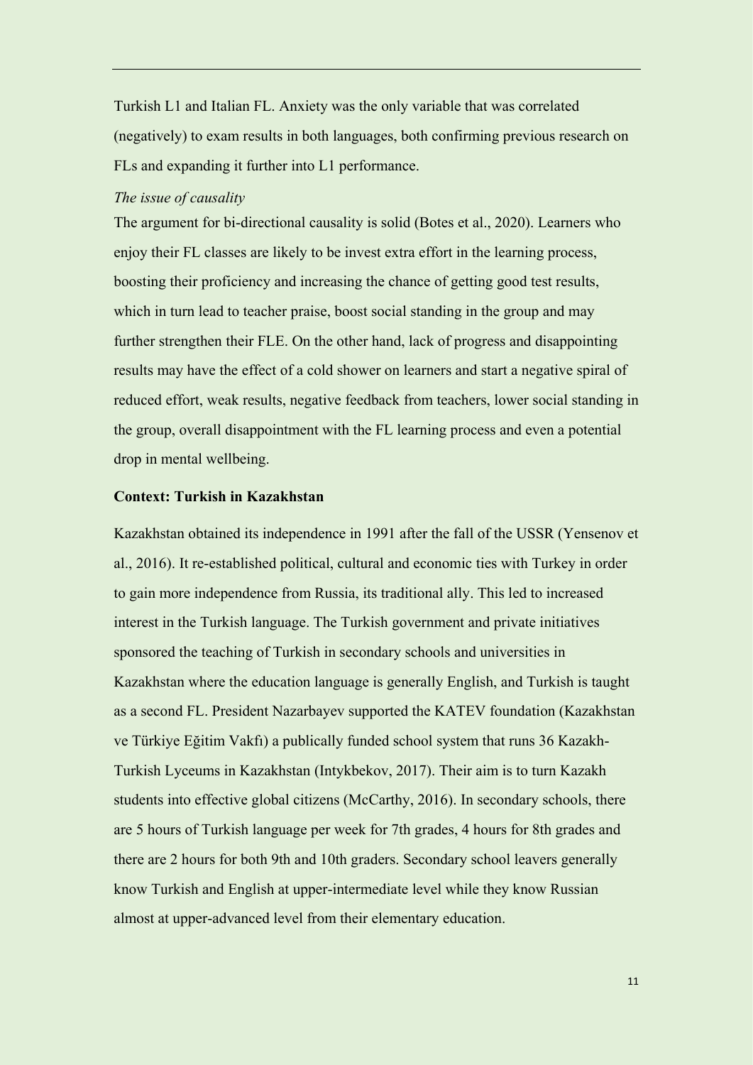Turkish L1 and Italian FL. Anxiety was the only variable that was correlated (negatively) to exam results in both languages, both confirming previous research on FLs and expanding it further into L1 performance.

*The issue of causality*

The argument for bi-directional causality is solid (Botes et al., 2020). Learners who enjoy their FL classes are likely to be invest extra effort in the learning process, boosting their proficiency and increasing the chance of getting good test results, which in turn lead to teacher praise, boost social standing in the group and may further strengthen their FLE. On the other hand, lack of progress and disappointing results may have the effect of a cold shower on learners and start a negative spiral of reduced effort, weak results, negative feedback from teachers, lower social standing in the group, overall disappointment with the FL learning process and even a potential drop in mental wellbeing.

**Context: Turkish in Kazakhstan**

Kazakhstan obtained its independence in 1991 after the fall of the USSR (Yensenov et al., 2016). It re-established political, cultural and economic ties with Turkey in order to gain more independence from Russia, its traditional ally. This led to increased interest in the Turkish language. The Turkish government and private initiatives sponsored the teaching of Turkish in secondary schools and universities in Kazakhstan where the education language is generally English, and Turkish is taught as a second FL. President Nazarbayev supported the KATEV foundation (Kazakhstan ve Türkiye Eğitim Vakfı) a publically funded school system that runs 36 Kazakh-Turkish Lyceums in Kazakhstan (Intykbekov, 2017). Their aim is to turn Kazakh students into effective global citizens (McCarthy, 2016). In secondary schools, there are 5 hours of Turkish language per week for 7th grades, 4 hours for 8th grades and there are 2 hours for both 9th and 10th graders. Secondary school leavers generally know Turkish and English at upper-intermediate level while they know Russian almost at upper-advanced level from their elementary education.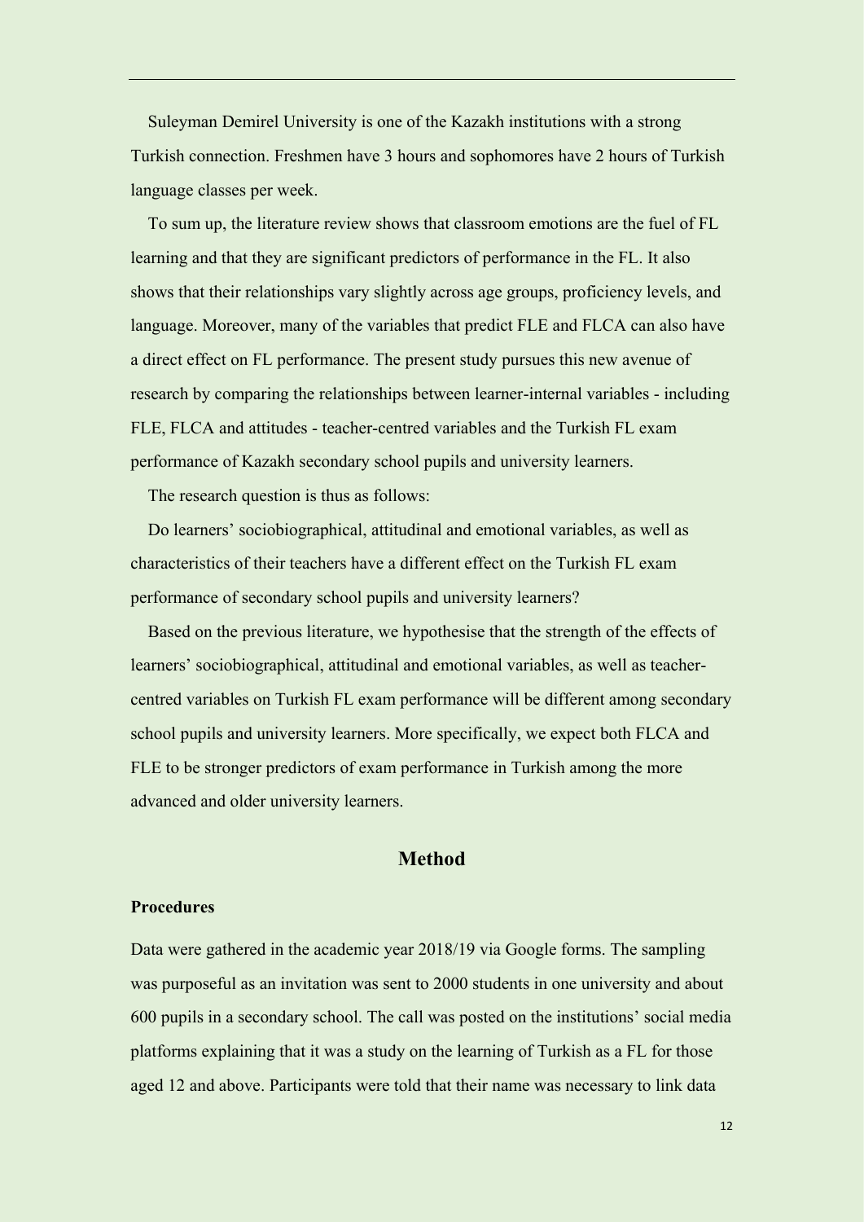Suleyman Demirel University is one of the Kazakh institutions with a strong Turkish connection. Freshmen have 3 hours and sophomores have 2 hours of Turkish language classes per week.

To sum up, the literature review shows that classroom emotions are the fuel of FL learning and that they are significant predictors of performance in the FL. It also shows that their relationships vary slightly across age groups, proficiency levels, and language. Moreover, many of the variables that predict FLE and FLCA can also have a direct effect on FL performance. The present study pursues this new avenue of research by comparing the relationships between learner-internal variables - including FLE, FLCA and attitudes - teacher-centred variables and the Turkish FL exam performance of Kazakh secondary school pupils and university learners.

The research question is thus as follows:

Do learners' sociobiographical, attitudinal and emotional variables, as well as characteristics of their teachers have a different effect on the Turkish FL exam performance of secondary school pupils and university learners?

Based on the previous literature, we hypothesise that the strength of the effects of learners' sociobiographical, attitudinal and emotional variables, as well as teacher-centred variables on Turkish FL exam performance will be different among secondary school pupils and university learners. More specifically, we expect both FLCA and FLE to be stronger predictors of exam performance in Turkish among the more advanced and older university learners.

## Method

### Procedures

Data were gathered in the academic year 2018/19 via Google forms. The sampling was purposeful as an invitation was sent to 2000 students in one university and about 600 pupils in a secondary school. The call was posted on the institutions' social media platforms explaining that it was a study on the learning of Turkish as a FL for those aged 12 and above. Participants were told that their name was necessary to link data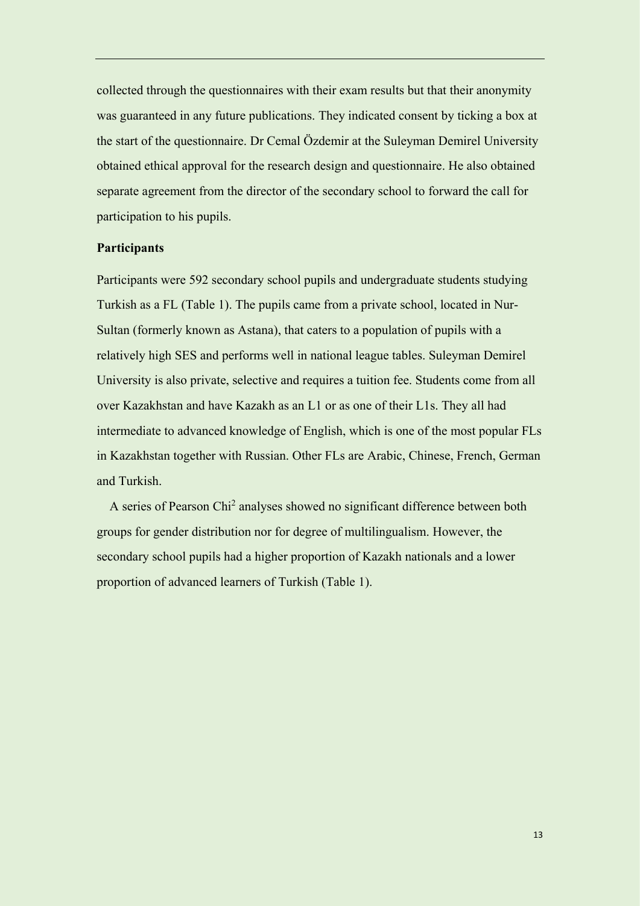collected through the questionnaires with their exam results but that their anonymity was guaranteed in any future publications. They indicated consent by ticking a box at the start of the questionnaire. Dr Cemal Özdemir at the Suleyman Demirel University obtained ethical approval for the research design and questionnaire. He also obtained separate agreement from the director of the secondary school to forward the call for participation to his pupils.

**Participants**

Participants were 592 secondary school pupils and undergraduate students studying Turkish as a FL (Table 1). The pupils came from a private school, located in Nur-Sultan (formerly known as Astana), that caters to a population of pupils with a relatively high SES and performs well in national league tables. Suleyman Demirel University is also private, selective and requires a tuition fee. Students come from all over Kazakhstan and have Kazakh as an L1 or as one of their L1s. They all had intermediate to advanced knowledge of English, which is one of the most popular FLs in Kazakhstan together with Russian. Other FLs are Arabic, Chinese, French, German and Turkish.

A series of Pearson $Chi^2$ analyses showed no significant difference between both groups for gender distribution nor for degree of multilingualism. However, the secondary school pupils had a higher proportion of Kazakh nationals and a lower proportion of advanced learners of Turkish (Table 1).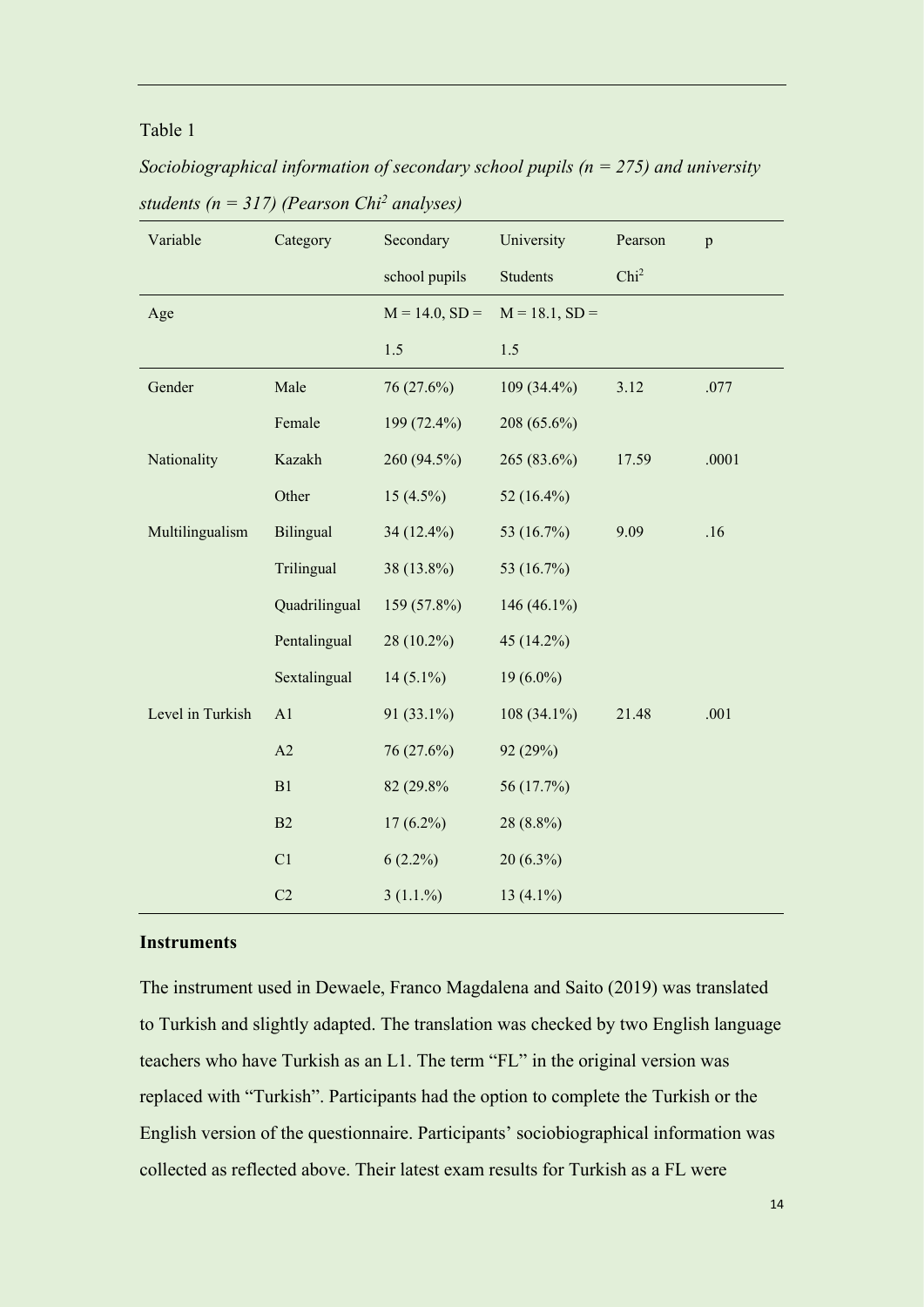Table 1

*Sociobiographical information of secondary school pupils (n = 275) and university students (n = 317) (Pearson Chi² analyses)*

| Variable | Category | Secondary school pupils | University Students | Pearson $Chi^2$ | p |
|---|---|---|---|---|---|
| Age | | M = 14.0, SD = 1.5 | M = 18.1, SD = 1.5 | | |
| Gender | Male | 76 (27.6%) | 109 (34.4%) | 3.12 | .077 |
| | Female | 199 (72.4%) | 208 (65.6%) | | |
| Nationality | Kazakh | 260 (94.5%) | 265 (83.6%) | 17.59 | .0001 |
| | Other | 15 (4.5%) | 52 (16.4%) | | |
| Multilingualism | Bilingual | 34 (12.4%) | 53 (16.7%) | 9.09 | .16 |
| | Trilingual | 38 (13.8%) | 53 (16.7%) | | |
| | Quadrilingual | 159 (57.8%) | 146 (46.1%) | | |
| | Pentalingual | 28 (10.2%) | 45 (14.2%) | | |
| | Sextalingual | 14 (5.1%) | 19 (6.0%) | | |
| Level in Turkish | A1 | 91 (33.1%) | 108 (34.1%) | 21.48 | .001 |
| | A2 | 76 (27.6%) | 92 (29%) | | |
| | B1 | 82 (29.8% | 56 (17.7%) | | |
| | B2 | 17 (6.2%) | 28 (8.8%) | | |
| | C1 | 6 (2.2%) | 20 (6.3%) | | |
| | C2 | 3 (1.1.%) | 13 (4.1%) | | |

**Instruments**

The instrument used in Dewaele, Franco Magdalena and Saito (2019) was translated to Turkish and slightly adapted. The translation was checked by two English language teachers who have Turkish as an L1. The term "FL" in the original version was replaced with "Turkish". Participants had the option to complete the Turkish or the English version of the questionnaire. Participants' sociobiographical information was collected as reflected above. Their latest exam results for Turkish as a FL were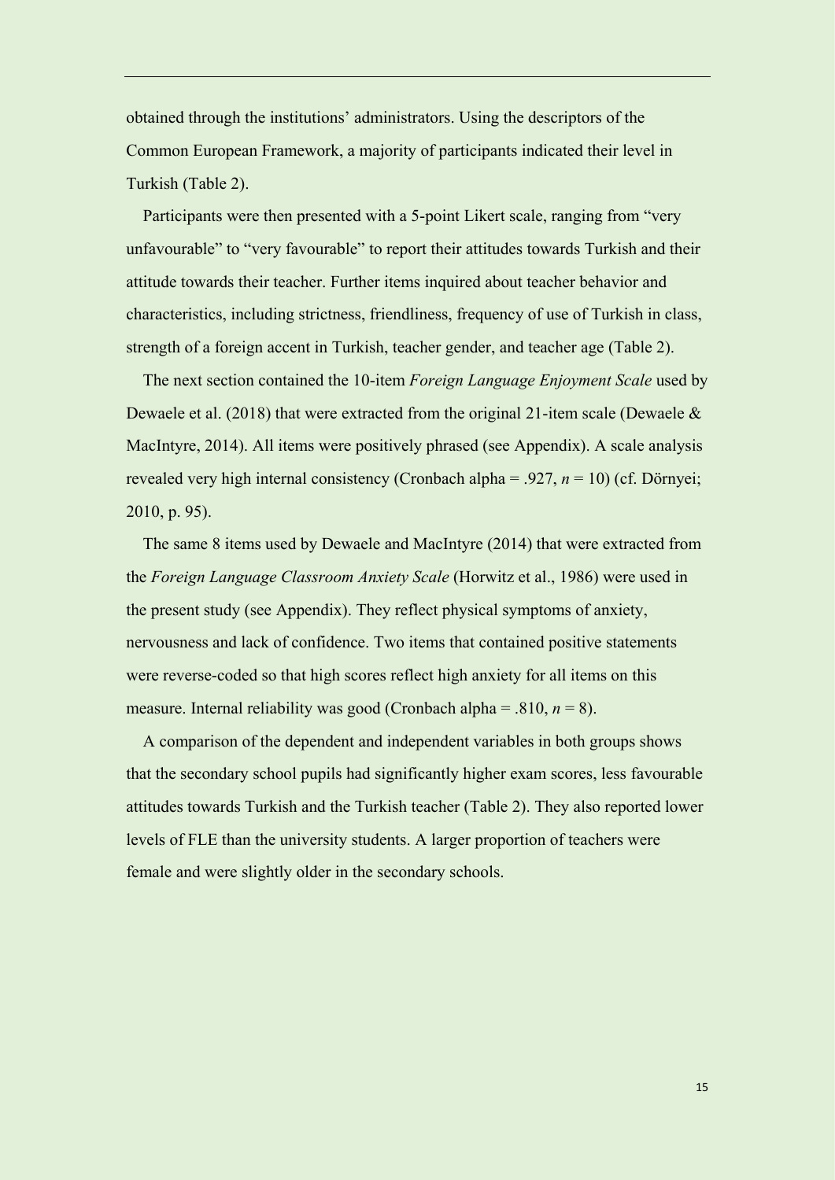obtained through the institutions' administrators. Using the descriptors of the Common European Framework, a majority of participants indicated their level in Turkish (Table 2).

Participants were then presented with a 5-point Likert scale, ranging from "very unfavourable" to "very favourable" to report their attitudes towards Turkish and their attitude towards their teacher. Further items inquired about teacher behavior and characteristics, including strictness, friendliness, frequency of use of Turkish in class, strength of a foreign accent in Turkish, teacher gender, and teacher age (Table 2).

The next section contained the 10-item *Foreign Language Enjoyment Scale* used by Dewaele et al. (2018) that were extracted from the original 21-item scale (Dewaele & MacIntyre, 2014). All items were positively phrased (see Appendix). A scale analysis revealed very high internal consistency (Cronbach alpha = .927, $n$ = 10) (cf. Dörnyei; 2010, p. 95).

The same 8 items used by Dewaele and MacIntyre (2014) that were extracted from the *Foreign Language Classroom Anxiety Scale* (Horwitz et al., 1986) were used in the present study (see Appendix). They reflect physical symptoms of anxiety, nervousness and lack of confidence. Two items that contained positive statements were reverse-coded so that high scores reflect high anxiety for all items on this measure. Internal reliability was good (Cronbach alpha = .810, $n$ = 8).

A comparison of the dependent and independent variables in both groups shows that the secondary school pupils had significantly higher exam scores, less favourable attitudes towards Turkish and the Turkish teacher (Table 2). They also reported lower levels of FLE than the university students. A larger proportion of teachers were female and were slightly older in the secondary schools.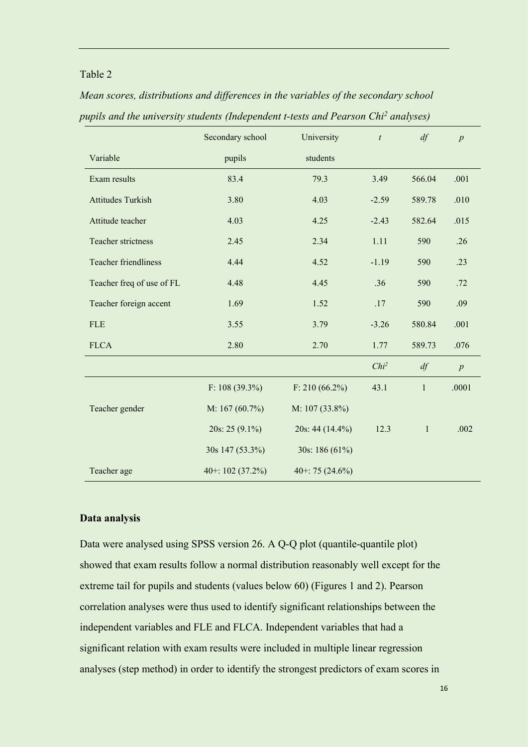Table 2

*Mean scores, distributions and differences in the variables of the secondary school pupils and the university students (Independent t-tests and Pearson Chi² analyses)*

| Variable | Secondary school pupils | University students | *t* | *df* | *p* |
|---|---|---|---|---|---|
| Exam results | 83.4 | 79.3 | 3.49 | 566.04 | .001 |
| Attitudes Turkish | 3.80 | 4.03 | -2.59 | 589.78 | .010 |
| Attitude teacher | 4.03 | 4.25 | -2.43 | 582.64 | .015 |
| Teacher strictness | 2.45 | 2.34 | 1.11 | 590 | .26 |
| Teacher friendliness | 4.44 | 4.52 | -1.19 | 590 | .23 |
| Teacher freq of use of FL | 4.48 | 4.45 | .36 | 590 | .72 |
| Teacher foreign accent | 1.69 | 1.52 | .17 | 590 | .09 |
| FLE | 3.55 | 3.79 | -3.26 | 580.84 | .001 |
| FLCA | 2.80 | 2.70 | 1.77 | 589.73 | .076 |
| | | | *Chi²* | *df* | *p* |
| | F: 108 (39.3%) | F: 210 (66.2%) | 43.1 | 1 | .0001 |
| Teacher gender | M: 167 (60.7%) | M: 107 (33.8%) | | | |
| | 20s: 25 (9.1%) | 20s: 44 (14.4%) | 12.3 | 1 | .002 |
| | 30s 147 (53.3%) | 30s: 186 (61%) | | | |
| Teacher age | 40+: 102 (37.2%) | 40+: 75 (24.6%) | | | |

**Data analysis**

Data were analysed using SPSS version 26. A Q-Q plot (quantile-quantile plot) showed that exam results follow a normal distribution reasonably well except for the extreme tail for pupils and students (values below 60) (Figures 1 and 2). Pearson correlation analyses were thus used to identify significant relationships between the independent variables and FLE and FLCA. Independent variables that had a significant relation with exam results were included in multiple linear regression analyses (step method) in order to identify the strongest predictors of exam scores in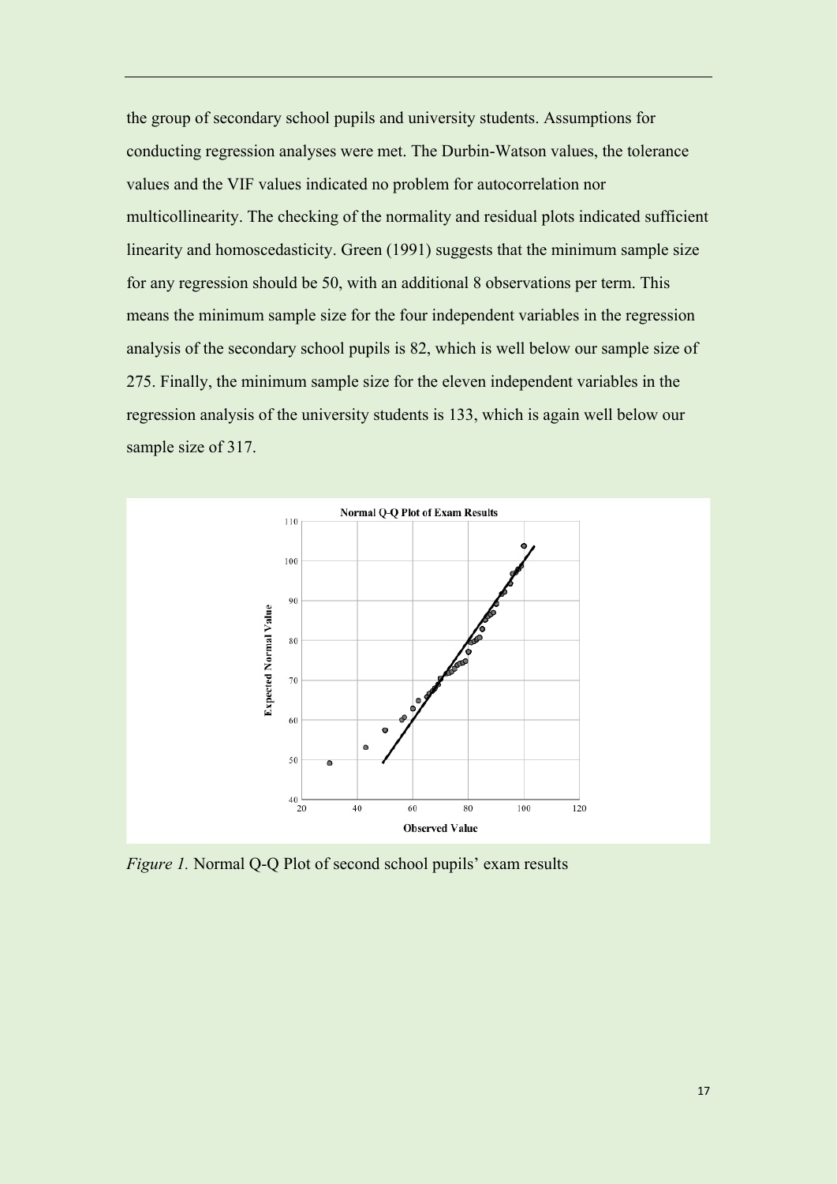the group of secondary school pupils and university students. Assumptions for conducting regression analyses were met. The Durbin-Watson values, the tolerance values and the VIF values indicated no problem for autocorrelation nor multicollinearity. The checking of the normality and residual plots indicated sufficient linearity and homoscedasticity. Green (1991) suggests that the minimum sample size for any regression should be 50, with an additional 8 observations per term. This means the minimum sample size for the four independent variables in the regression analysis of the secondary school pupils is 82, which is well below our sample size of 275. Finally, the minimum sample size for the eleven independent variables in the regression analysis of the university students is 133, which is again well below our sample size of 317.

*Figure 1.* Normal Q-Q Plot of second school pupils' exam results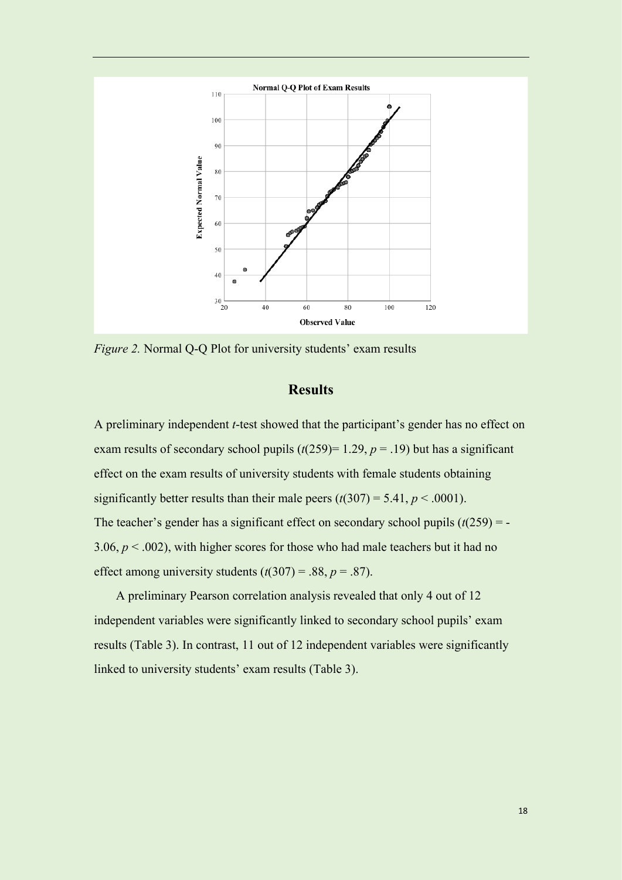*Figure 2.* Normal Q-Q Plot for university students' exam results

## Results

A preliminary independent *t*-test showed that the participant's gender has no effect on exam results of secondary school pupils ($t(259) = 1.29$, $p = .19$) but has a significant effect on the exam results of university students with female students obtaining significantly better results than their male peers ($t(307) = 5.41$, $p < .0001$). The teacher's gender has a significant effect on secondary school pupils ($t(259) = -3.06$, $p < .002$), with higher scores for those who had male teachers but it had no effect among university students ($t(307) = .88$, $p = .87$).

A preliminary Pearson correlation analysis revealed that only 4 out of 12 independent variables were significantly linked to secondary school pupils' exam results (Table 3). In contrast, 11 out of 12 independent variables were significantly linked to university students' exam results (Table 3).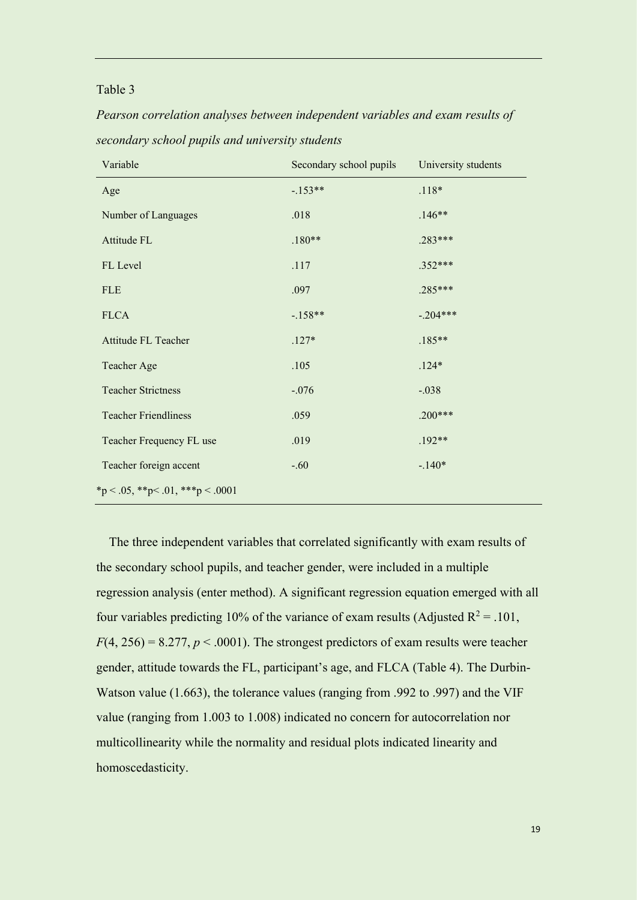Table 3

*Pearson correlation analyses between independent variables and exam results of secondary school pupils and university students*

| Variable | Secondary school pupils | University students |
|---|---|---|
| Age | -.153** | .118* |
| Number of Languages | .018 | .146** |
| Attitude FL | .180** | .283*** |
| FL Level | .117 | .352*** |
| FLE | .097 | .285*** |
| FLCA | -.158** | -.204*** |
| Attitude FL Teacher | .127* | .185** |
| Teacher Age | .105 | .124* |
| Teacher Strictness | -.076 | -.038 |
| Teacher Friendliness | .059 | .200*** |
| Teacher Frequency FL use | .019 | .192** |
| Teacher foreign accent | -.60 | -.140* |

*p < .05, **p< .01, ***p < .0001

The three independent variables that correlated significantly with exam results of the secondary school pupils, and teacher gender, were included in a multiple regression analysis (enter method). A significant regression equation emerged with all four variables predicting 10% of the variance of exam results (Adjusted $R^2 = .101$, $F(4, 256) = 8.277$, $p < .0001$). The strongest predictors of exam results were teacher gender, attitude towards the FL, participant's age, and FLCA (Table 4). The Durbin-Watson value (1.663), the tolerance values (ranging from .992 to .997) and the VIF value (ranging from 1.003 to 1.008) indicated no concern for autocorrelation nor multicollinearity while the normality and residual plots indicated linearity and homoscedasticity.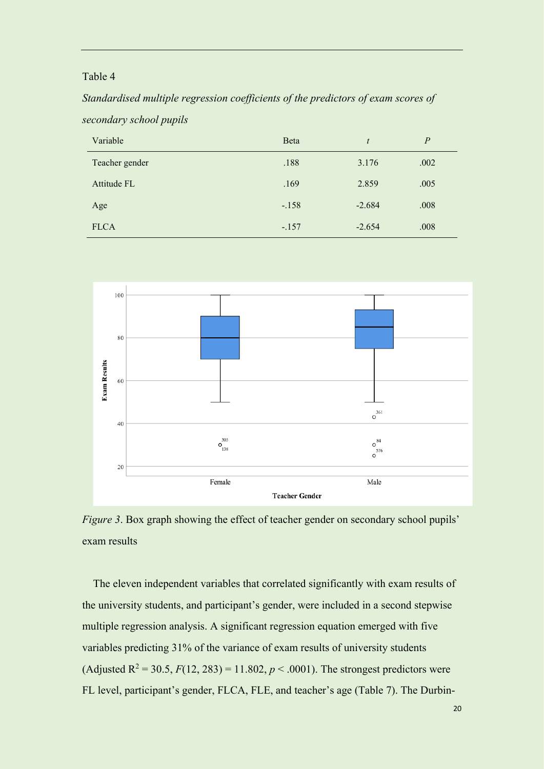Table 4

*Standardised multiple regression coefficients of the predictors of exam scores of secondary school pupils*

| Variable | Beta | *t* | *P* |
|---|---|---|---|
| Teacher gender | .188 | 3.176 | .002 |
| Attitude FL | .169 | 2.859 | .005 |
| Age | -.158 | -2.684 | .008 |
| FLCA | -.157 | -2.654 | .008 |

*Figure 3*. Box graph showing the effect of teacher gender on secondary school pupils' exam results

The eleven independent variables that correlated significantly with exam results of the university students, and participant's gender, were included in a second stepwise multiple regression analysis. A significant regression equation emerged with five variables predicting 31% of the variance of exam results of university students (Adjusted $R^2 = 30.5$, $F(12, 283) = 11.802$, $p < .0001$). The strongest predictors were FL level, participant's gender, FLCA, FLE, and teacher's age (Table 7). The Durbin-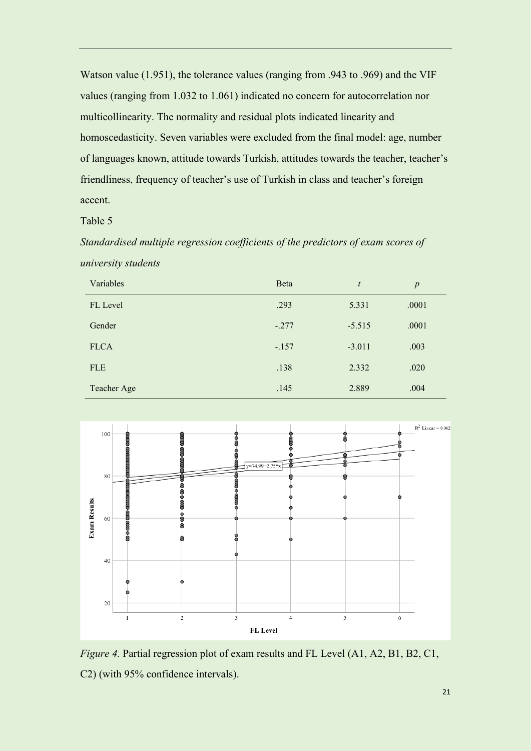Watson value (1.951), the tolerance values (ranging from .943 to .969) and the VIF values (ranging from 1.032 to 1.061) indicated no concern for autocorrelation nor multicollinearity. The normality and residual plots indicated linearity and homoscedasticity. Seven variables were excluded from the final model: age, number of languages known, attitude towards Turkish, attitudes towards the teacher, teacher's friendliness, frequency of teacher's use of Turkish in class and teacher's foreign accent.

Table 5

*Standardised multiple regression coefficients of the predictors of exam scores of university students*

| Variables | Beta | *t* | *p* |
|---|---|---|---|
| FL Level | .293 | 5.331 | .0001 |
| Gender | -.277 | -5.515 | .0001 |
| FLCA | -.157 | -3.011 | .003 |
| FLE | .138 | 2.332 | .020 |
| Teacher Age | .145 | 2.889 | .004 |

*Figure 4.* Partial regression plot of exam results and FL Level (A1, A2, B1, B2, C1, C2) (with 95% confidence intervals).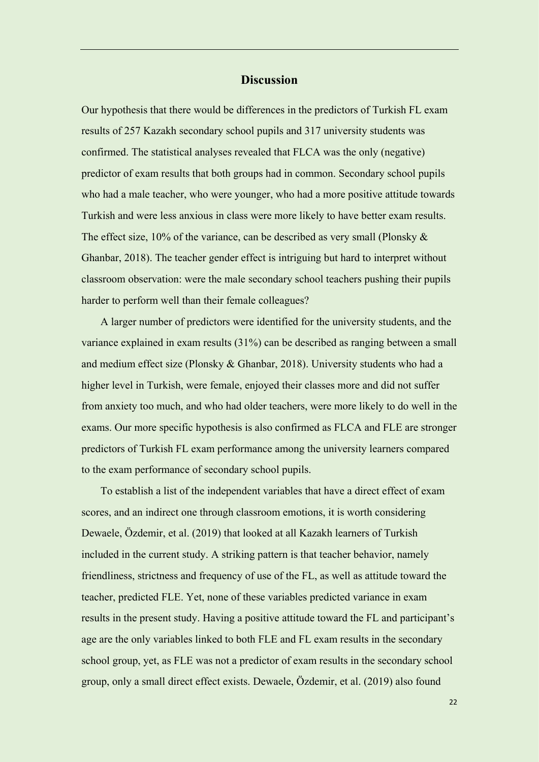## Discussion

Our hypothesis that there would be differences in the predictors of Turkish FL exam results of 257 Kazakh secondary school pupils and 317 university students was confirmed. The statistical analyses revealed that FLCA was the only (negative) predictor of exam results that both groups had in common. Secondary school pupils who had a male teacher, who were younger, who had a more positive attitude towards Turkish and were less anxious in class were more likely to have better exam results. The effect size, 10% of the variance, can be described as very small (Plonsky & Ghanbar, 2018). The teacher gender effect is intriguing but hard to interpret without classroom observation: were the male secondary school teachers pushing their pupils harder to perform well than their female colleagues?

A larger number of predictors were identified for the university students, and the variance explained in exam results (31%) can be described as ranging between a small and medium effect size (Plonsky & Ghanbar, 2018). University students who had a higher level in Turkish, were female, enjoyed their classes more and did not suffer from anxiety too much, and who had older teachers, were more likely to do well in the exams. Our more specific hypothesis is also confirmed as FLCA and FLE are stronger predictors of Turkish FL exam performance among the university learners compared to the exam performance of secondary school pupils.

To establish a list of the independent variables that have a direct effect of exam scores, and an indirect one through classroom emotions, it is worth considering Dewaele, Özdemir, et al. (2019) that looked at all Kazakh learners of Turkish included in the current study. A striking pattern is that teacher behavior, namely friendliness, strictness and frequency of use of the FL, as well as attitude toward the teacher, predicted FLE. Yet, none of these variables predicted variance in exam results in the present study. Having a positive attitude toward the FL and participant's age are the only variables linked to both FLE and FL exam results in the secondary school group, yet, as FLE was not a predictor of exam results in the secondary school group, only a small direct effect exists. Dewaele, Özdemir, et al. (2019) also found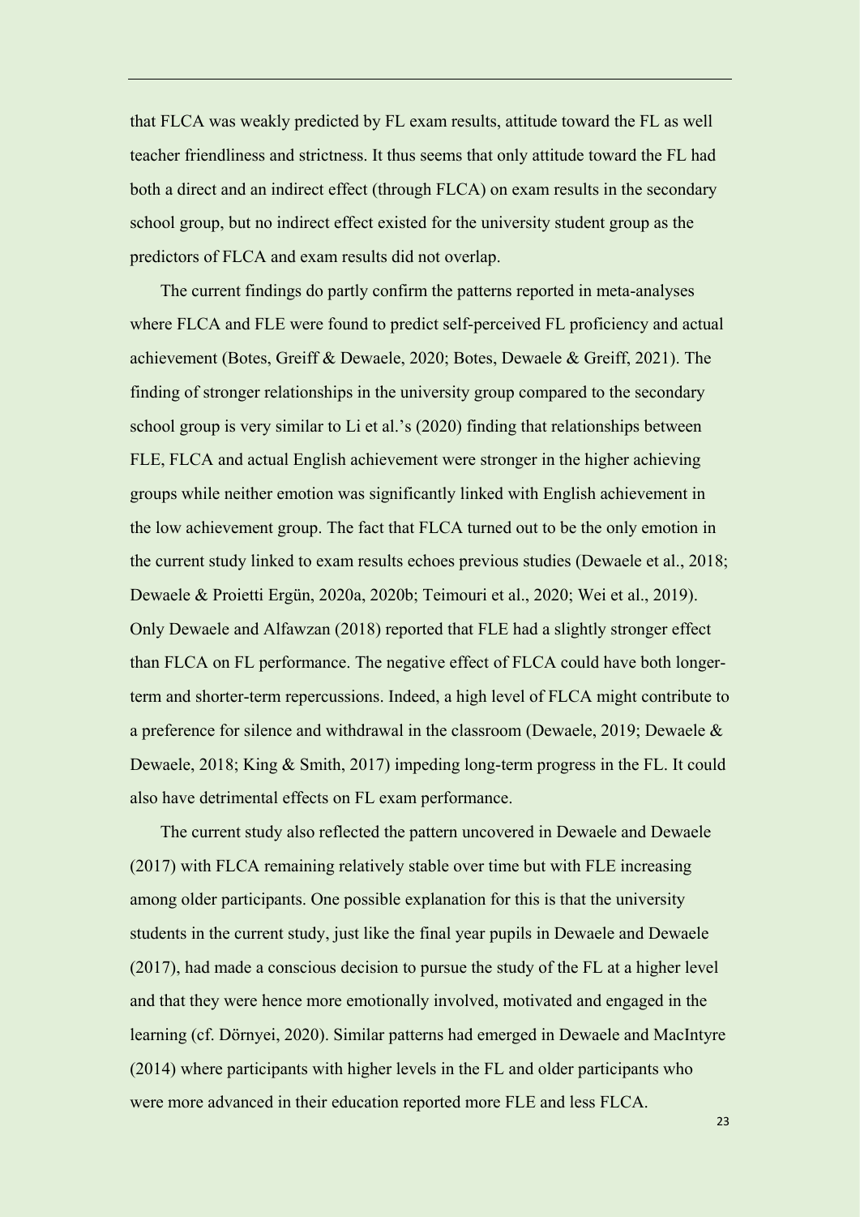that FLCA was weakly predicted by FL exam results, attitude toward the FL as well teacher friendliness and strictness. It thus seems that only attitude toward the FL had both a direct and an indirect effect (through FLCA) on exam results in the secondary school group, but no indirect effect existed for the university student group as the predictors of FLCA and exam results did not overlap.

The current findings do partly confirm the patterns reported in meta-analyses where FLCA and FLE were found to predict self-perceived FL proficiency and actual achievement (Botes, Greiff & Dewaele, 2020; Botes, Dewaele & Greiff, 2021). The finding of stronger relationships in the university group compared to the secondary school group is very similar to Li et al.'s (2020) finding that relationships between FLE, FLCA and actual English achievement were stronger in the higher achieving groups while neither emotion was significantly linked with English achievement in the low achievement group. The fact that FLCA turned out to be the only emotion in the current study linked to exam results echoes previous studies (Dewaele et al., 2018; Dewaele & Proietti Ergün, 2020a, 2020b; Teimouri et al., 2020; Wei et al., 2019). Only Dewaele and Alfawzan (2018) reported that FLE had a slightly stronger effect than FLCA on FL performance. The negative effect of FLCA could have both longer-term and shorter-term repercussions. Indeed, a high level of FLCA might contribute to a preference for silence and withdrawal in the classroom (Dewaele, 2019; Dewaele & Dewaele, 2018; King & Smith, 2017) impeding long-term progress in the FL. It could also have detrimental effects on FL exam performance.

The current study also reflected the pattern uncovered in Dewaele and Dewaele (2017) with FLCA remaining relatively stable over time but with FLE increasing among older participants. One possible explanation for this is that the university students in the current study, just like the final year pupils in Dewaele and Dewaele (2017), had made a conscious decision to pursue the study of the FL at a higher level and that they were hence more emotionally involved, motivated and engaged in the learning (cf. Dörnyei, 2020). Similar patterns had emerged in Dewaele and MacIntyre (2014) where participants with higher levels in the FL and older participants who were more advanced in their education reported more FLE and less FLCA.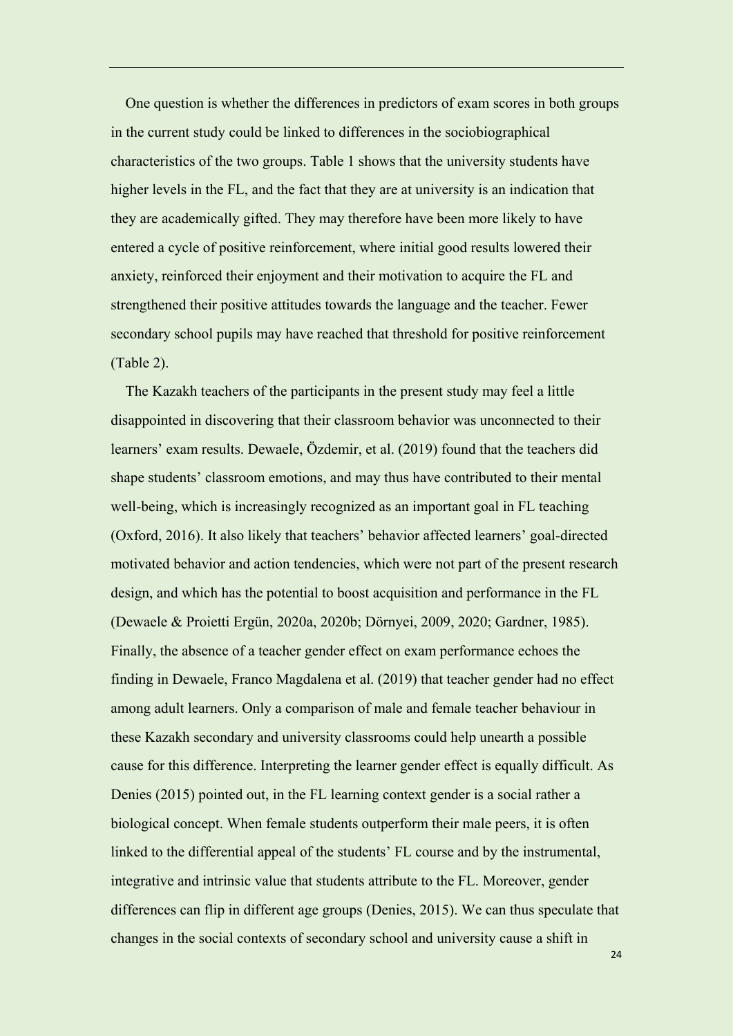One question is whether the differences in predictors of exam scores in both groups in the current study could be linked to differences in the sociobiographical characteristics of the two groups. Table 1 shows that the university students have higher levels in the FL, and the fact that they are at university is an indication that they are academically gifted. They may therefore have been more likely to have entered a cycle of positive reinforcement, where initial good results lowered their anxiety, reinforced their enjoyment and their motivation to acquire the FL and strengthened their positive attitudes towards the language and the teacher. Fewer secondary school pupils may have reached that threshold for positive reinforcement (Table 2).

The Kazakh teachers of the participants in the present study may feel a little disappointed in discovering that their classroom behavior was unconnected to their learners' exam results. Dewaele, Özdemir, et al. (2019) found that the teachers did shape students' classroom emotions, and may thus have contributed to their mental well-being, which is increasingly recognized as an important goal in FL teaching (Oxford, 2016). It also likely that teachers' behavior affected learners' goal-directed motivated behavior and action tendencies, which were not part of the present research design, and which has the potential to boost acquisition and performance in the FL (Dewaele & Proietti Ergün, 2020a, 2020b; Dörnyei, 2009, 2020; Gardner, 1985). Finally, the absence of a teacher gender effect on exam performance echoes the finding in Dewaele, Franco Magdalena et al. (2019) that teacher gender had no effect among adult learners. Only a comparison of male and female teacher behaviour in these Kazakh secondary and university classrooms could help unearth a possible cause for this difference. Interpreting the learner gender effect is equally difficult. As Denies (2015) pointed out, in the FL learning context gender is a social rather a biological concept. When female students outperform their male peers, it is often linked to the differential appeal of the students' FL course and by the instrumental, integrative and intrinsic value that students attribute to the FL. Moreover, gender differences can flip in different age groups (Denies, 2015). We can thus speculate that changes in the social contexts of secondary school and university cause a shift in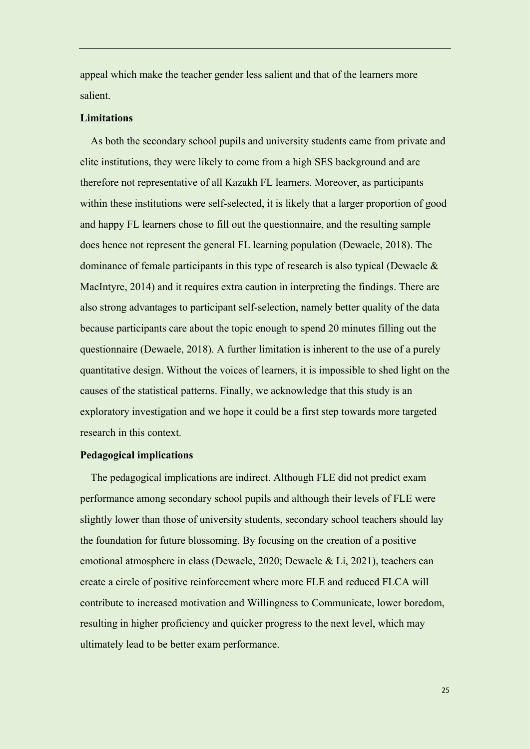appeal which make the teacher gender less salient and that of the learners more salient.

**Limitations**

As both the secondary school pupils and university students came from private and elite institutions, they were likely to come from a high SES background and are therefore not representative of all Kazakh FL learners. Moreover, as participants within these institutions were self-selected, it is likely that a larger proportion of good and happy FL learners chose to fill out the questionnaire, and the resulting sample does hence not represent the general FL learning population (Dewaele, 2018). The dominance of female participants in this type of research is also typical (Dewaele & MacIntyre, 2014) and it requires extra caution in interpreting the findings. There are also strong advantages to participant self-selection, namely better quality of the data because participants care about the topic enough to spend 20 minutes filling out the questionnaire (Dewaele, 2018). A further limitation is inherent to the use of a purely quantitative design. Without the voices of learners, it is impossible to shed light on the causes of the statistical patterns. Finally, we acknowledge that this study is an exploratory investigation and we hope it could be a first step towards more targeted research in this context.

**Pedagogical implications**

The pedagogical implications are indirect. Although FLE did not predict exam performance among secondary school pupils and although their levels of FLE were slightly lower than those of university students, secondary school teachers should lay the foundation for future blossoming. By focusing on the creation of a positive emotional atmosphere in class (Dewaele, 2020; Dewaele & Li, 2021), teachers can create a circle of positive reinforcement where more FLE and reduced FLCA will contribute to increased motivation and Willingness to Communicate, lower boredom, resulting in higher proficiency and quicker progress to the next level, which may ultimately lead to be better exam performance.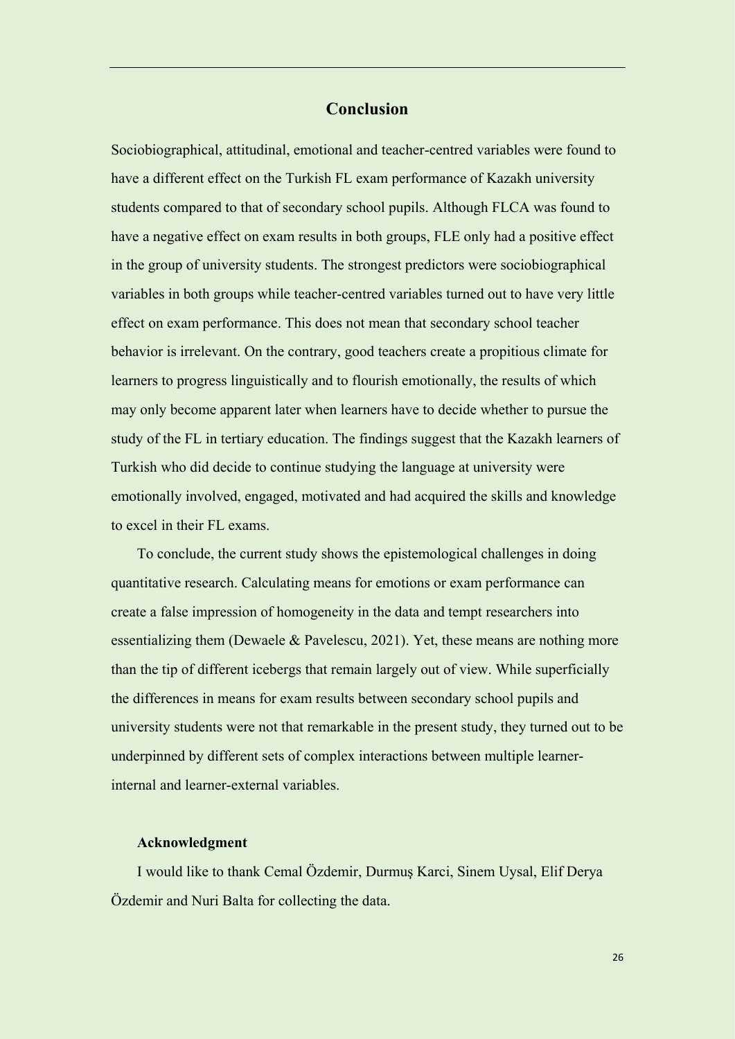## Conclusion

Sociobiographical, attitudinal, emotional and teacher-centred variables were found to have a different effect on the Turkish FL exam performance of Kazakh university students compared to that of secondary school pupils. Although FLCA was found to have a negative effect on exam results in both groups, FLE only had a positive effect in the group of university students. The strongest predictors were sociobiographical variables in both groups while teacher-centred variables turned out to have very little effect on exam performance. This does not mean that secondary school teacher behavior is irrelevant. On the contrary, good teachers create a propitious climate for learners to progress linguistically and to flourish emotionally, the results of which may only become apparent later when learners have to decide whether to pursue the study of the FL in tertiary education. The findings suggest that the Kazakh learners of Turkish who did decide to continue studying the language at university were emotionally involved, engaged, motivated and had acquired the skills and knowledge to excel in their FL exams.

To conclude, the current study shows the epistemological challenges in doing quantitative research. Calculating means for emotions or exam performance can create a false impression of homogeneity in the data and tempt researchers into essentializing them (Dewaele & Pavelescu, 2021). Yet, these means are nothing more than the tip of different icebergs that remain largely out of view. While superficially the differences in means for exam results between secondary school pupils and university students were not that remarkable in the present study, they turned out to be underpinned by different sets of complex interactions between multiple learner-internal and learner-external variables.

**Acknowledgment**

I would like to thank Cemal Özdemir, Durmuş Karci, Sinem Uysal, Elif Derya Özdemir and Nuri Balta for collecting the data.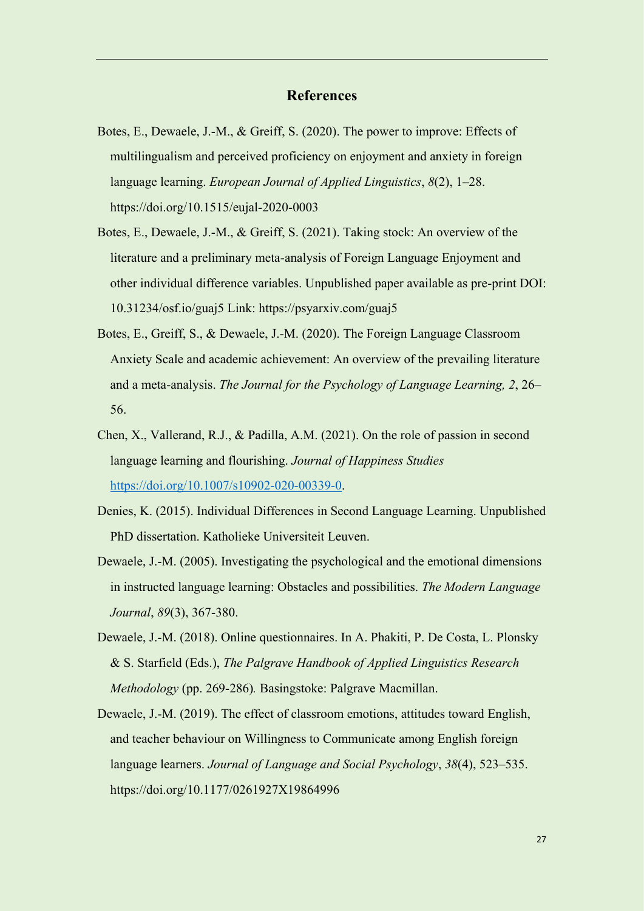## References

Botes, E., Dewaele, J.-M., & Greiff, S. (2020). The power to improve: Effects of multilingualism and perceived proficiency on enjoyment and anxiety in foreign language learning. *European Journal of Applied Linguistics*, *8*(2), 1–28. https://doi.org/10.1515/eujal-2020-0003

Botes, E., Dewaele, J.-M., & Greiff, S. (2021). Taking stock: An overview of the literature and a preliminary meta-analysis of Foreign Language Enjoyment and other individual difference variables. Unpublished paper available as pre-print DOI: 10.31234/osf.io/guaj5 Link: https://psyarxiv.com/guaj5

Botes, E., Greiff, S., & Dewaele, J.-M. (2020). The Foreign Language Classroom Anxiety Scale and academic achievement: An overview of the prevailing literature and a meta-analysis. *The Journal for the Psychology of Language Learning, 2*, 26–56.

Chen, X., Vallerand, R.J., & Padilla, A.M. (2021). On the role of passion in second language learning and flourishing. *Journal of Happiness Studies* https://doi.org/10.1007/s10902-020-00339-0.

Denies, K. (2015). Individual Differences in Second Language Learning. Unpublished PhD dissertation. Katholieke Universiteit Leuven.

Dewaele, J.-M. (2005). Investigating the psychological and the emotional dimensions in instructed language learning: Obstacles and possibilities. *The Modern Language Journal*, *89*(3), 367-380.

Dewaele, J.-M. (2018). Online questionnaires. In A. Phakiti, P. De Costa, L. Plonsky & S. Starfield (Eds.), *The Palgrave Handbook of Applied Linguistics Research Methodology* (pp. 269-286)*.* Basingstoke: Palgrave Macmillan.

Dewaele, J.-M. (2019). The effect of classroom emotions, attitudes toward English, and teacher behaviour on Willingness to Communicate among English foreign language learners. *Journal of Language and Social Psychology*, *38*(4), 523–535. https://doi.org/10.1177/0261927X19864996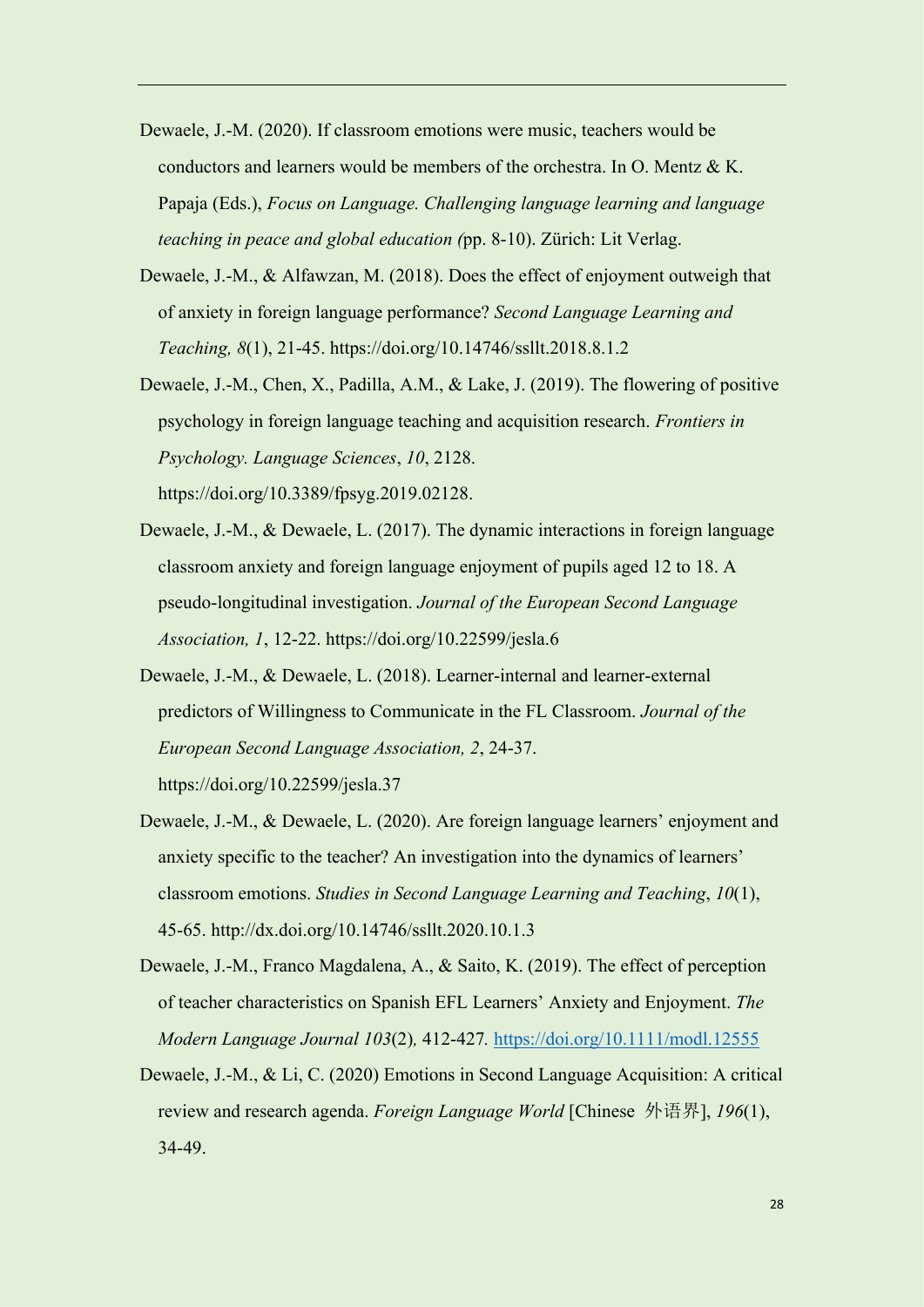Dewaele, J.-M. (2020). If classroom emotions were music, teachers would be conductors and learners would be members of the orchestra. In O. Mentz & K. Papaja (Eds.), *Focus on Language. Challenging language learning and language teaching in peace and global education (*pp. 8-10). Zürich: Lit Verlag.

Dewaele, J.-M., & Alfawzan, M. (2018). Does the effect of enjoyment outweigh that of anxiety in foreign language performance? *Second Language Learning and Teaching, 8*(1), 21-45. https://doi.org/10.14746/ssllt.2018.8.1.2

Dewaele, J.-M., Chen, X., Padilla, A.M., & Lake, J. (2019). The flowering of positive psychology in foreign language teaching and acquisition research. *Frontiers in Psychology. Language Sciences*, *10*, 2128. https://doi.org/10.3389/fpsyg.2019.02128.

Dewaele, J.-M., & Dewaele, L. (2017). The dynamic interactions in foreign language classroom anxiety and foreign language enjoyment of pupils aged 12 to 18. A pseudo-longitudinal investigation. *Journal of the European Second Language Association, 1*, 12-22. https://doi.org/10.22599/jesla.6

Dewaele, J.-M., & Dewaele, L. (2018). Learner-internal and learner-external predictors of Willingness to Communicate in the FL Classroom. *Journal of the European Second Language Association, 2*, 24-37. https://doi.org/10.22599/jesla.37

Dewaele, J.-M., & Dewaele, L. (2020). Are foreign language learners' enjoyment and anxiety specific to the teacher? An investigation into the dynamics of learners' classroom emotions. *Studies in Second Language Learning and Teaching*, *10*(1), 45-65. http://dx.doi.org/10.14746/ssllt.2020.10.1.3

Dewaele, J.-M., Franco Magdalena, A., & Saito, K. (2019). The effect of perception of teacher characteristics on Spanish EFL Learners' Anxiety and Enjoyment. *The Modern Language Journal 103*(2)*,* 412-427*.* https://doi.org/10.1111/modl.12555

Dewaele, J.-M., & Li, C. (2020) Emotions in Second Language Acquisition: A critical review and research agenda. *Foreign Language World* [Chinese 外语界], *196*(1), 34-49.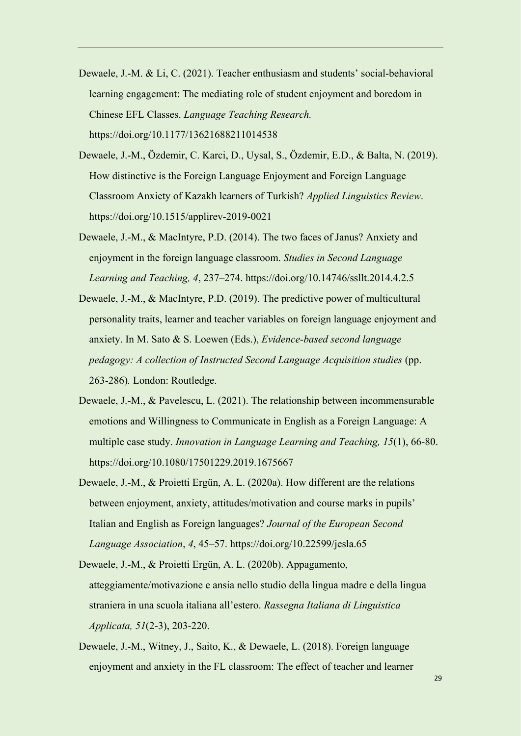Dewaele, J.-M. & Li, C. (2021). Teacher enthusiasm and students' social-behavioral learning engagement: The mediating role of student enjoyment and boredom in Chinese EFL Classes. *Language Teaching Research.* https://doi.org/10.1177/13621688211014538

Dewaele, J.-M., Özdemir, C. Karci, D., Uysal, S., Özdemir, E.D., & Balta, N. (2019). How distinctive is the Foreign Language Enjoyment and Foreign Language Classroom Anxiety of Kazakh learners of Turkish? *Applied Linguistics Review*. https://doi.org/10.1515/applirev-2019-0021

Dewaele, J.-M., & MacIntyre, P.D. (2014). The two faces of Janus? Anxiety and enjoyment in the foreign language classroom. *Studies in Second Language Learning and Teaching, 4*, 237–274. https://doi.org/10.14746/ssllt.2014.4.2.5

Dewaele, J.-M., & MacIntyre, P.D. (2019). The predictive power of multicultural personality traits, learner and teacher variables on foreign language enjoyment and anxiety. In M. Sato & S. Loewen (Eds.), *Evidence-based second language pedagogy: A collection of Instructed Second Language Acquisition studies* (pp. 263-286)*.* London: Routledge.

Dewaele, J.-M., & Pavelescu, L. (2021). The relationship between incommensurable emotions and Willingness to Communicate in English as a Foreign Language: A multiple case study. *Innovation in Language Learning and Teaching, 15*(1), 66-80. https://doi.org/10.1080/17501229.2019.1675667

Dewaele, J.-M., & Proietti Ergün, A. L. (2020a). How different are the relations between enjoyment, anxiety, attitudes/motivation and course marks in pupils' Italian and English as Foreign languages? *Journal of the European Second Language Association*, *4*, 45–57. https://doi.org/10.22599/jesla.65

Dewaele, J.-M., & Proietti Ergün, A. L. (2020b). Appagamento, atteggiamente/motivazione e ansia nello studio della lingua madre e della lingua straniera in una scuola italiana all'estero. *Rassegna Italiana di Linguistica Applicata, 51*(2-3), 203-220.

Dewaele, J.-M., Witney, J., Saito, K., & Dewaele, L. (2018). Foreign language enjoyment and anxiety in the FL classroom: The effect of teacher and learner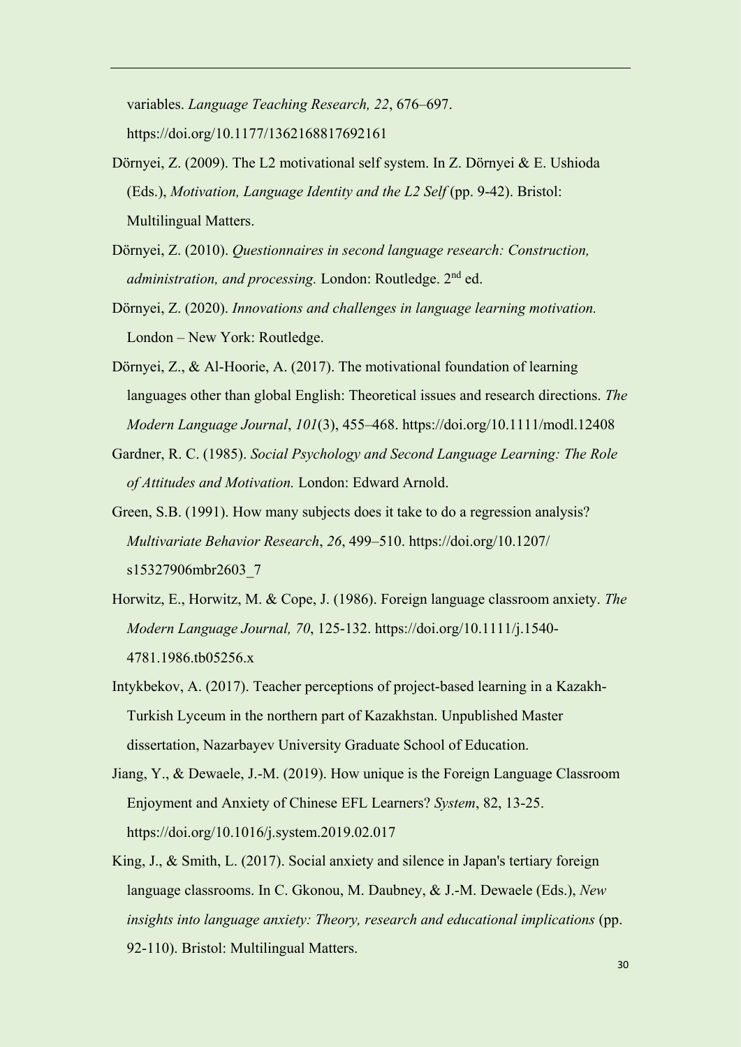variables. *Language Teaching Research, 22*, 676–697. https://doi.org/10.1177/1362168817692161

Dörnyei, Z. (2009). The L2 motivational self system. In Z. Dörnyei & E. Ushioda (Eds.), *Motivation, Language Identity and the L2 Self* (pp. 9-42). Bristol: Multilingual Matters.

Dörnyei, Z. (2010). *Questionnaires in second language research: Construction, administration, and processing.* London: Routledge. 2nd ed.

Dörnyei, Z. (2020). *Innovations and challenges in language learning motivation.* London – New York: Routledge.

Dörnyei, Z., & Al-Hoorie, A. (2017). The motivational foundation of learning languages other than global English: Theoretical issues and research directions. *The Modern Language Journal*, *101*(3), 455–468. https://doi.org/10.1111/modl.12408

Gardner, R. C. (1985). *Social Psychology and Second Language Learning: The Role of Attitudes and Motivation.* London: Edward Arnold.

Green, S.B. (1991). How many subjects does it take to do a regression analysis? *Multivariate Behavior Research*, *26*, 499–510. https://doi.org/10.1207/s15327906mbr2603_7

Horwitz, E., Horwitz, M. & Cope, J. (1986). Foreign language classroom anxiety. *The Modern Language Journal, 70*, 125-132. https://doi.org/10.1111/j.1540-4781.1986.tb05256.x

Intykbekov, A. (2017). Teacher perceptions of project-based learning in a Kazakh-Turkish Lyceum in the northern part of Kazakhstan. Unpublished Master dissertation, Nazarbayev University Graduate School of Education.

Jiang, Y., & Dewaele, J.-M. (2019). How unique is the Foreign Language Classroom Enjoyment and Anxiety of Chinese EFL Learners? *System*, 82, 13-25. https://doi.org/10.1016/j.system.2019.02.017

King, J., & Smith, L. (2017). Social anxiety and silence in Japan's tertiary foreign language classrooms. In C. Gkonou, M. Daubney, & J.-M. Dewaele (Eds.), *New insights into language anxiety: Theory, research and educational implications* (pp. 92-110). Bristol: Multilingual Matters.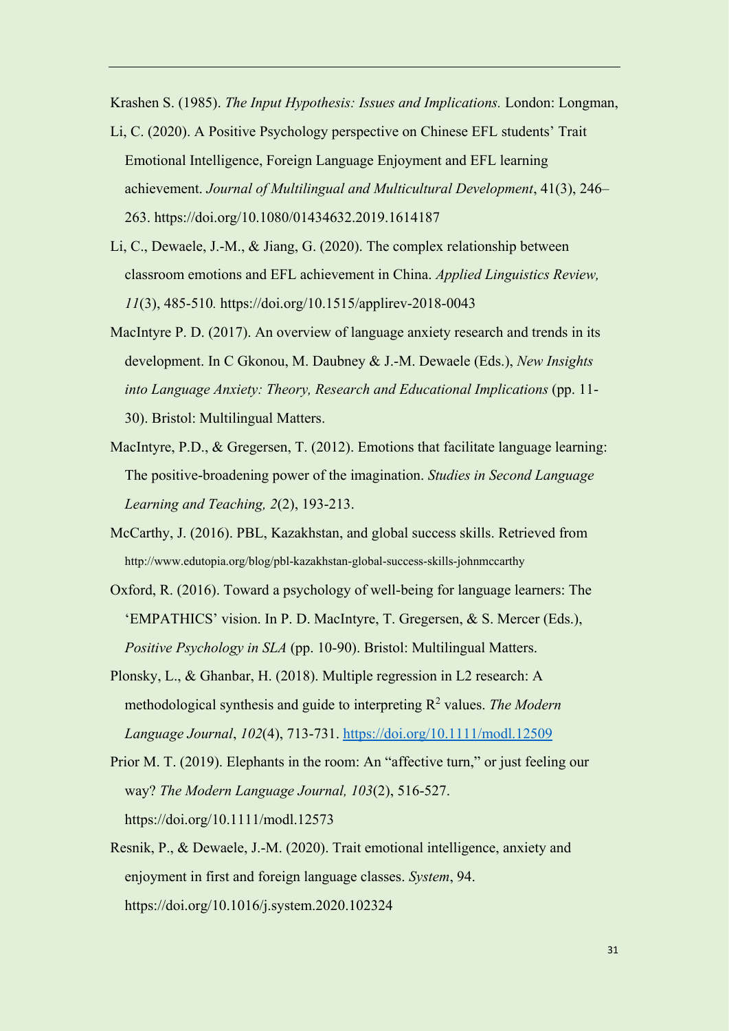Krashen S. (1985). *The Input Hypothesis: Issues and Implications.* London: Longman,

Li, C. (2020). A Positive Psychology perspective on Chinese EFL students' Trait Emotional Intelligence, Foreign Language Enjoyment and EFL learning achievement. *Journal of Multilingual and Multicultural Development*, 41(3), 246–263. https://doi.org/10.1080/01434632.2019.1614187

Li, C., Dewaele, J.-M., & Jiang, G. (2020). The complex relationship between classroom emotions and EFL achievement in China. *Applied Linguistics Review, 11*(3), 485-510. https://doi.org/10.1515/applirev-2018-0043

MacIntyre P. D. (2017). An overview of language anxiety research and trends in its development. In C Gkonou, M. Daubney & J.-M. Dewaele (Eds.), *New Insights into Language Anxiety: Theory, Research and Educational Implications* (pp. 11-30). Bristol: Multilingual Matters.

MacIntyre, P.D., & Gregersen, T. (2012). Emotions that facilitate language learning: The positive-broadening power of the imagination. *Studies in Second Language Learning and Teaching, 2*(2), 193-213.

McCarthy, J. (2016). PBL, Kazakhstan, and global success skills. Retrieved from http://www.edutopia.org/blog/pbl-kazakhstan-global-success-skills-johnmccarthy

Oxford, R. (2016). Toward a psychology of well-being for language learners: The 'EMPATHICS' vision. In P. D. MacIntyre, T. Gregersen, & S. Mercer (Eds.), *Positive Psychology in SLA* (pp. 10-90). Bristol: Multilingual Matters.

Plonsky, L., & Ghanbar, H. (2018). Multiple regression in L2 research: A methodological synthesis and guide to interpreting $R^2$ values. *The Modern Language Journal*, *102*(4), 713-731. https://doi.org/10.1111/modl.12509

Prior M. T. (2019). Elephants in the room: An "affective turn," or just feeling our way? *The Modern Language Journal, 103*(2), 516-527. https://doi.org/10.1111/modl.12573

Resnik, P., & Dewaele, J.-M. (2020). Trait emotional intelligence, anxiety and enjoyment in first and foreign language classes. *System*, 94. https://doi.org/10.1016/j.system.2020.102324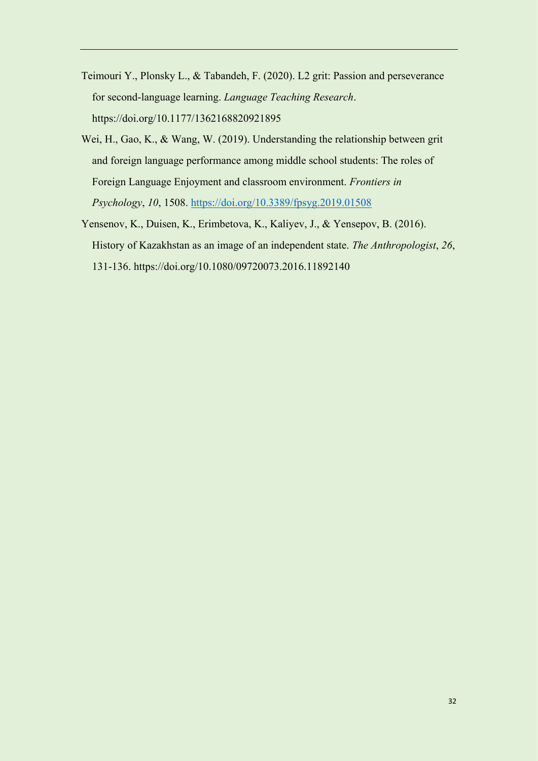Teimouri Y., Plonsky L., & Tabandeh, F. (2020). L2 grit: Passion and perseverance for second-language learning. *Language Teaching Research*. https://doi.org/10.1177/1362168820921895

Wei, H., Gao, K., & Wang, W. (2019). Understanding the relationship between grit and foreign language performance among middle school students: The roles of Foreign Language Enjoyment and classroom environment. *Frontiers in Psychology*, *10*, 1508. https://doi.org/10.3389/fpsyg.2019.01508

Yensenov, K., Duisen, K., Erimbetova, K., Kaliyev, J., & Yensepov, B. (2016). History of Kazakhstan as an image of an independent state. *The Anthropologist*, *26*, 131-136. https://doi.org/10.1080/09720073.2016.11892140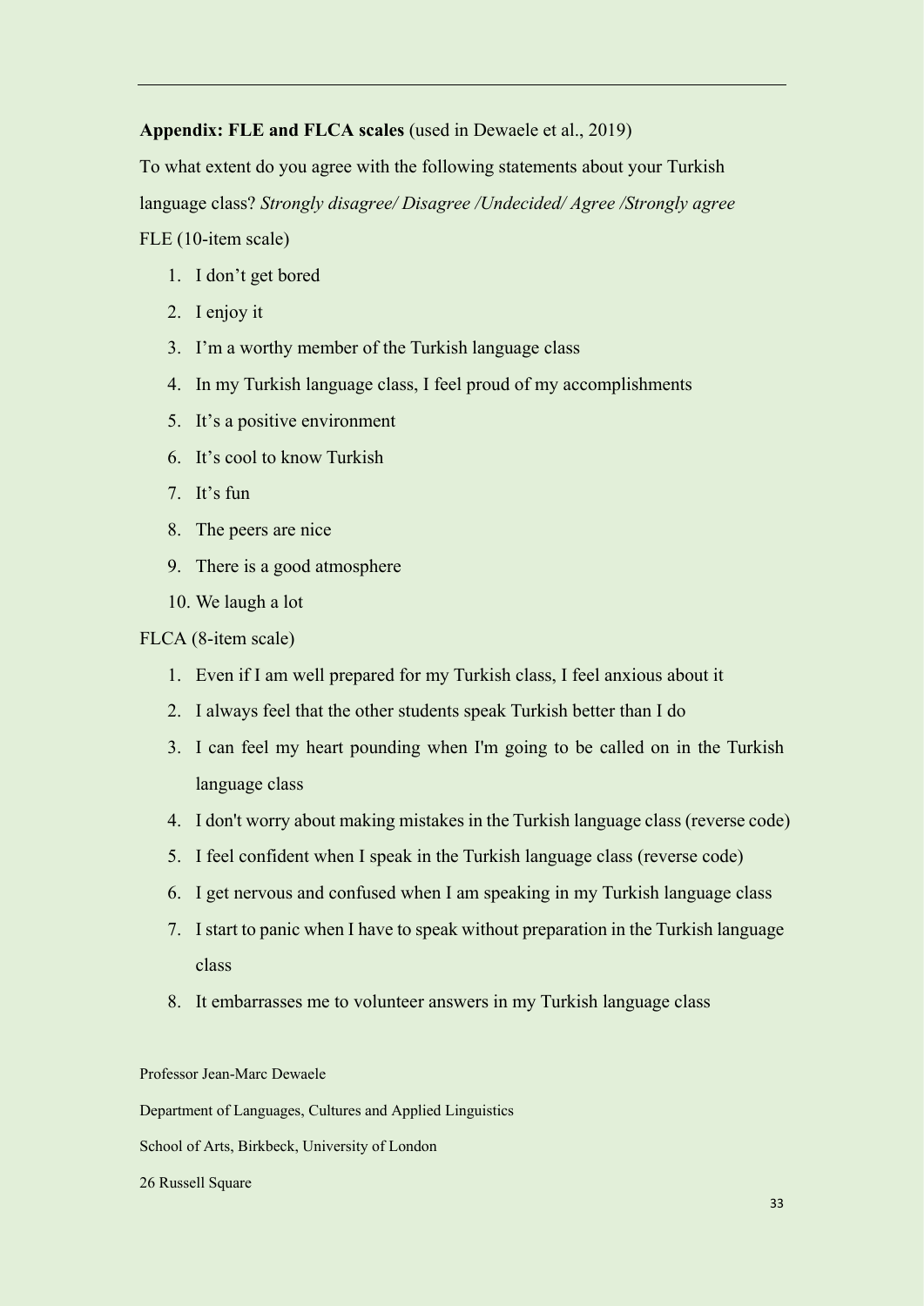**Appendix: FLE and FLCA scales** (used in Dewaele et al., 2019)

To what extent do you agree with the following statements about your Turkish language class? *Strongly disagree/ Disagree /Undecided/ Agree /Strongly agree*

FLE (10-item scale)

1. I don't get bored
2. I enjoy it
3. I'm a worthy member of the Turkish language class
4. In my Turkish language class, I feel proud of my accomplishments
5. It's a positive environment
6. It's cool to know Turkish
7. It's fun
8. The peers are nice
9. There is a good atmosphere
10. We laugh a lot

FLCA (8-item scale)

1. Even if I am well prepared for my Turkish class, I feel anxious about it
2. I always feel that the other students speak Turkish better than I do
3. I can feel my heart pounding when I'm going to be called on in the Turkish language class
4. I don't worry about making mistakes in the Turkish language class (reverse code)
5. I feel confident when I speak in the Turkish language class (reverse code)
6. I get nervous and confused when I am speaking in my Turkish language class
7. I start to panic when I have to speak without preparation in the Turkish language class
8. It embarrasses me to volunteer answers in my Turkish language class

Professor Jean-Marc Dewaele

Department of Languages, Cultures and Applied Linguistics

School of Arts, Birkbeck, University of London

26 Russell Square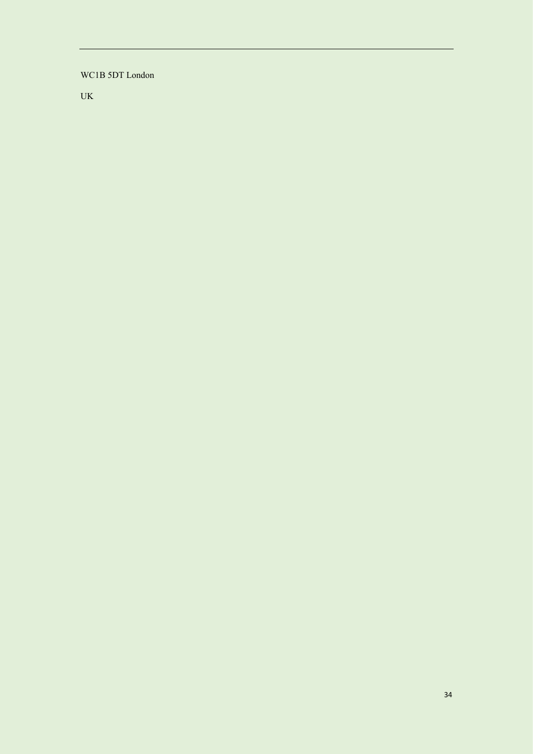WC1B 5DT London

UK